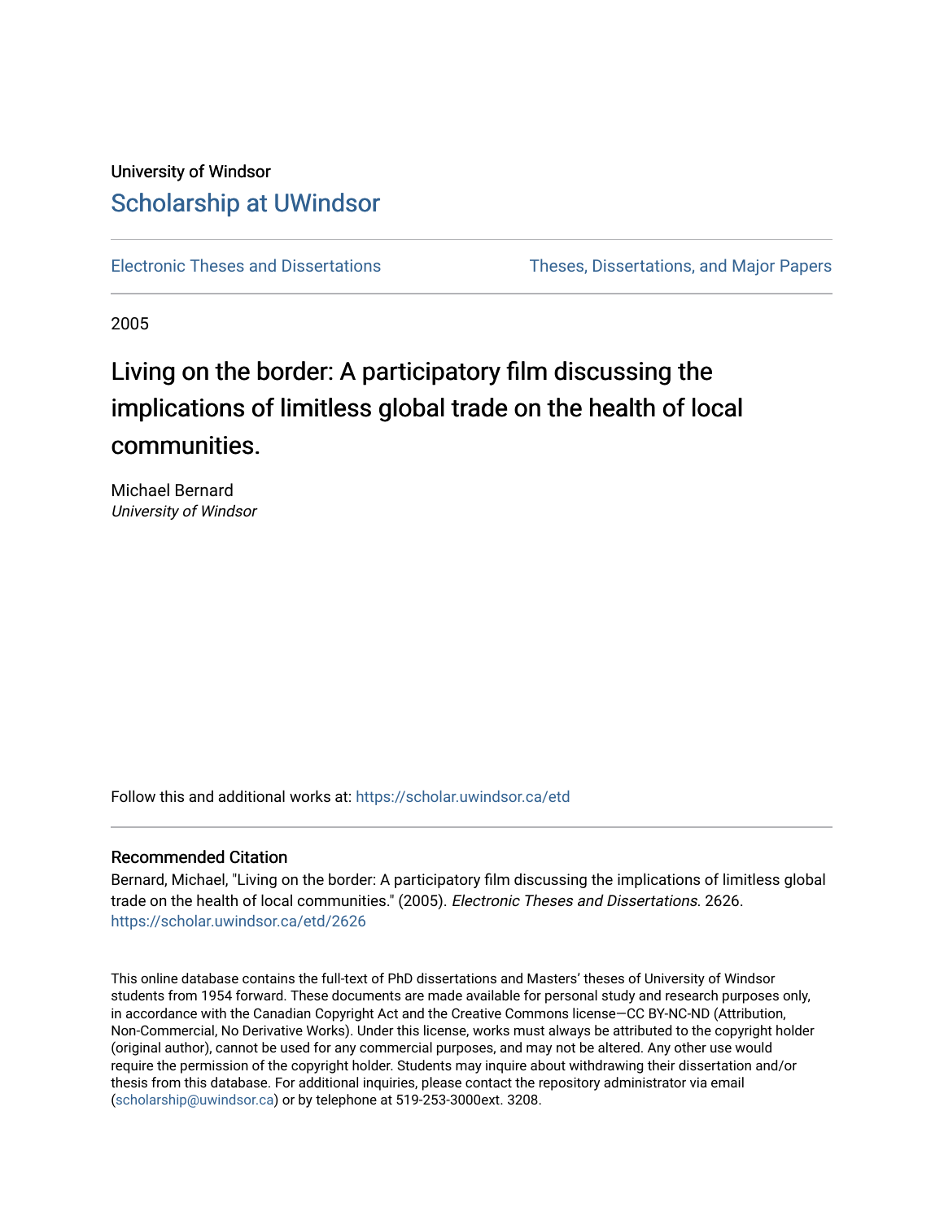University of Windsor

# Scholarship at UWindsor

Electronic Theses and Dissertations | Theses, Dissertations, and Major Papers

2005

## Living on the border: A participatory film discussing the implications of limitless global trade on the health of local communities.

Michael Bernard
*University of Windsor*

Follow this and additional works at: https://scholar.uwindsor.ca/etd

### Recommended Citation

Bernard, Michael, "Living on the border: A participatory film discussing the implications of limitless global trade on the health of local communities." (2005). *Electronic Theses and Dissertations*. 2626.
https://scholar.uwindsor.ca/etd/2626

This online database contains the full-text of PhD dissertations and Masters' theses of University of Windsor students from 1954 forward. These documents are made available for personal study and research purposes only, in accordance with the Canadian Copyright Act and the Creative Commons license—CC BY-NC-ND (Attribution, Non-Commercial, No Derivative Works). Under this license, works must always be attributed to the copyright holder (original author), cannot be used for any commercial purposes, and may not be altered. Any other use would require the permission of the copyright holder. Students may inquire about withdrawing their dissertation and/or thesis from this database. For additional inquiries, please contact the repository administrator via email (scholarship@uwindsor.ca) or by telephone at 519-253-3000ext. 3208.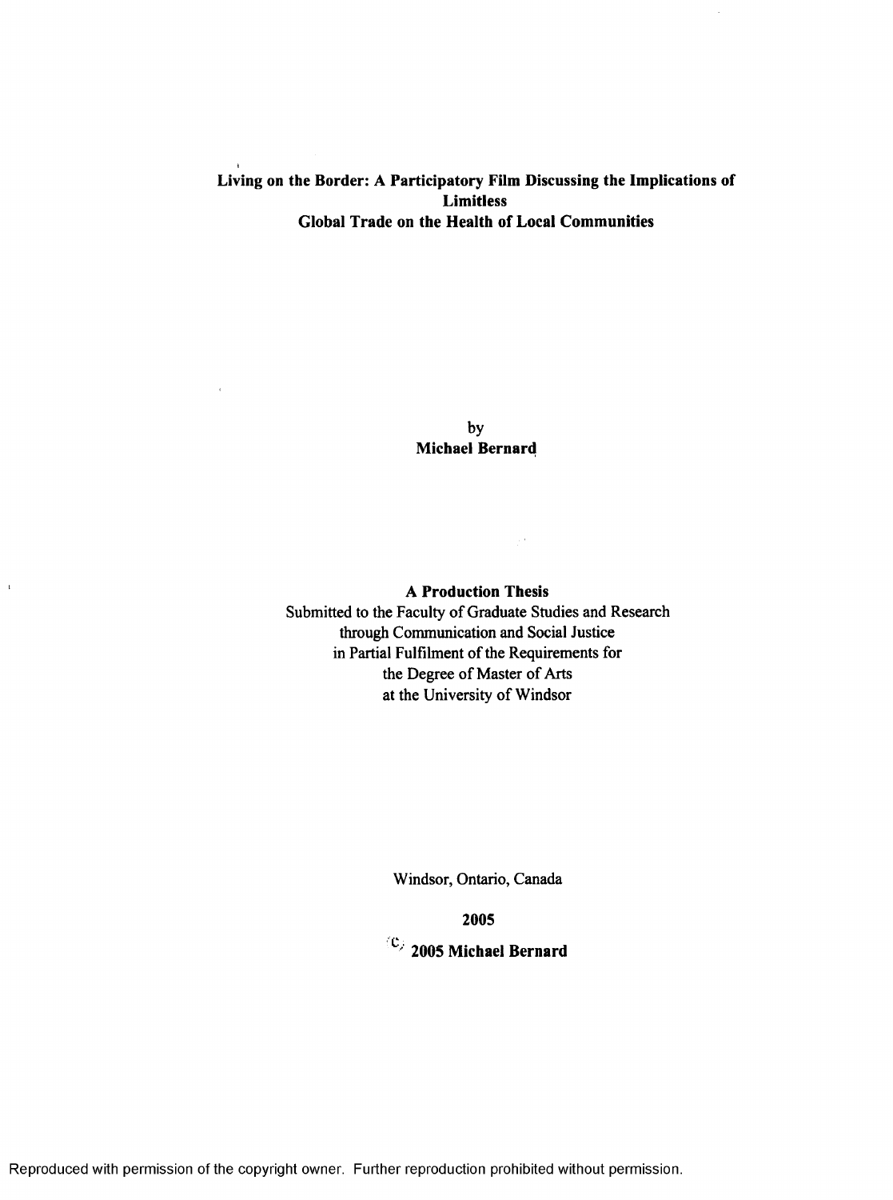**Living on the Border: A Participatory Film Discussing the Implications of Limitless Global Trade on the Health of Local Communities**

by

**Michael Bernard**

**A Production Thesis**

Submitted to the Faculty of Graduate Studies and Research
through Communication and Social Justice
in Partial Fulfilment of the Requirements for
the Degree of Master of Arts
at the University of Windsor

Windsor, Ontario, Canada

**2005**

**© 2005 Michael Bernard**

Reproduced with permission of the copyright owner. Further reproduction prohibited without permission.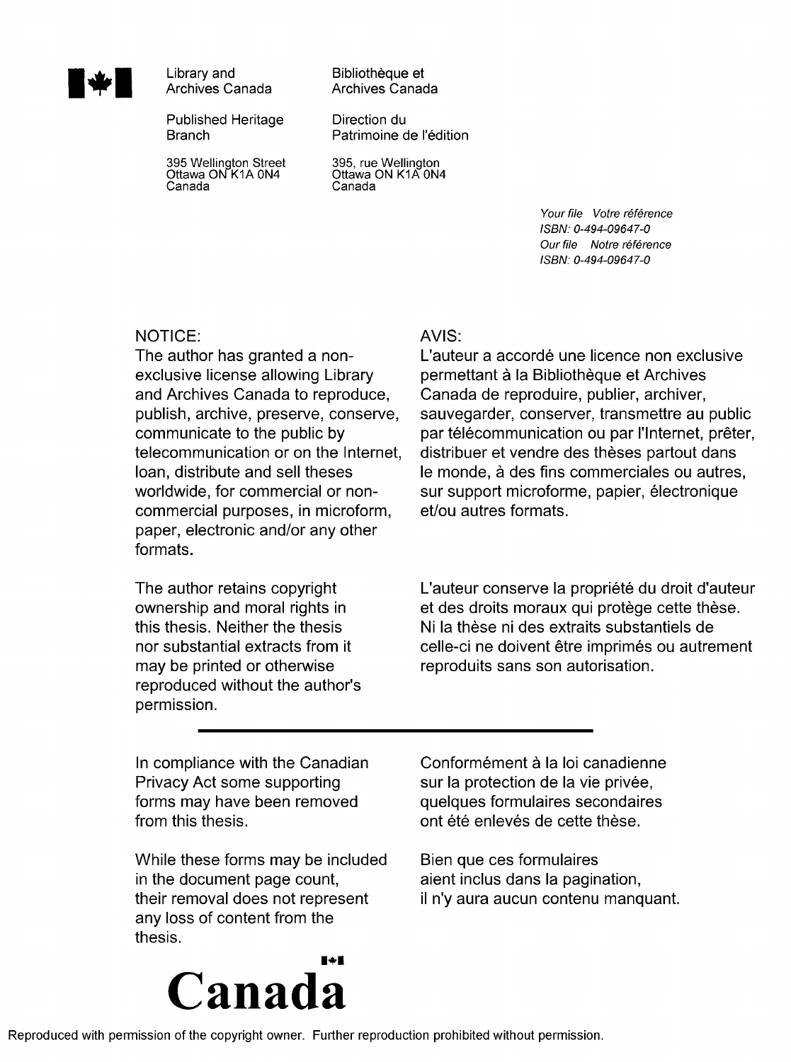Library and Archives Canada

Published Heritage Branch

395 Wellington Street
Ottawa ON K1A 0N4
Canada

Bibliothèque et Archives Canada

Direction du Patrimoine de l'édition

395, rue Wellington
Ottawa ON K1A 0N4
Canada

*Your file Votre référence*
*ISBN: 0-494-09647-0*
*Our file Notre référence*
*ISBN: 0-494-09647-0*

NOTICE:
The author has granted a non-exclusive license allowing Library and Archives Canada to reproduce, publish, archive, preserve, conserve, communicate to the public by telecommunication or on the Internet, loan, distribute and sell theses worldwide, for commercial or non-commercial purposes, in microform, paper, electronic and/or any other formats.

The author retains copyright ownership and moral rights in this thesis. Neither the thesis nor substantial extracts from it may be printed or otherwise reproduced without the author's permission.

AVIS:
L'auteur a accordé une licence non exclusive permettant à la Bibliothèque et Archives Canada de reproduire, publier, archiver, sauvegarder, conserver, transmettre au public par télécommunication ou par l'Internet, prêter, distribuer et vendre des thèses partout dans le monde, à des fins commerciales ou autres, sur support microforme, papier, électronique et/ou autres formats.

L'auteur conserve la propriété du droit d'auteur et des droits moraux qui protège cette thèse. Ni la thèse ni des extraits substantiels de celle-ci ne doivent être imprimés ou autrement reproduits sans son autorisation.

---

In compliance with the Canadian Privacy Act some supporting forms may have been removed from this thesis.

While these forms may be included in the document page count, their removal does not represent any loss of content from the thesis.

Conformément à la loi canadienne sur la protection de la vie privée, quelques formulaires secondaires ont été enlevés de cette thèse.

Bien que ces formulaires aient inclus dans la pagination, il n'y aura aucun contenu manquant.

**Canada**

Reproduced with permission of the copyright owner. Further reproduction prohibited without permission.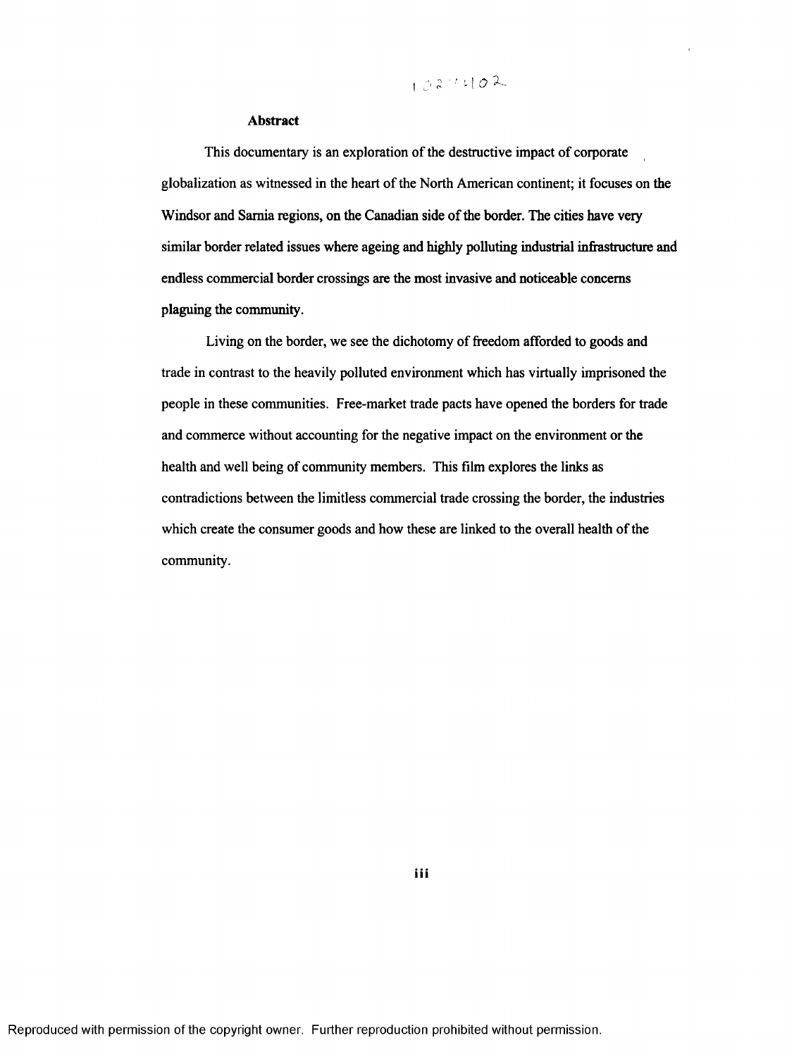### Abstract

This documentary is an exploration of the destructive impact of corporate globalization as witnessed in the heart of the North American continent; it focuses on the Windsor and Sarnia regions, on the Canadian side of the border. The cities have very similar border related issues where ageing and highly polluting industrial infrastructure and endless commercial border crossings are the most invasive and noticeable concerns plaguing the community.

Living on the border, we see the dichotomy of freedom afforded to goods and trade in contrast to the heavily polluted environment which has virtually imprisoned the people in these communities. Free-market trade pacts have opened the borders for trade and commerce without accounting for the negative impact on the environment or the health and well being of community members. This film explores the links as contradictions between the limitless commercial trade crossing the border, the industries which create the consumer goods and how these are linked to the overall health of the community.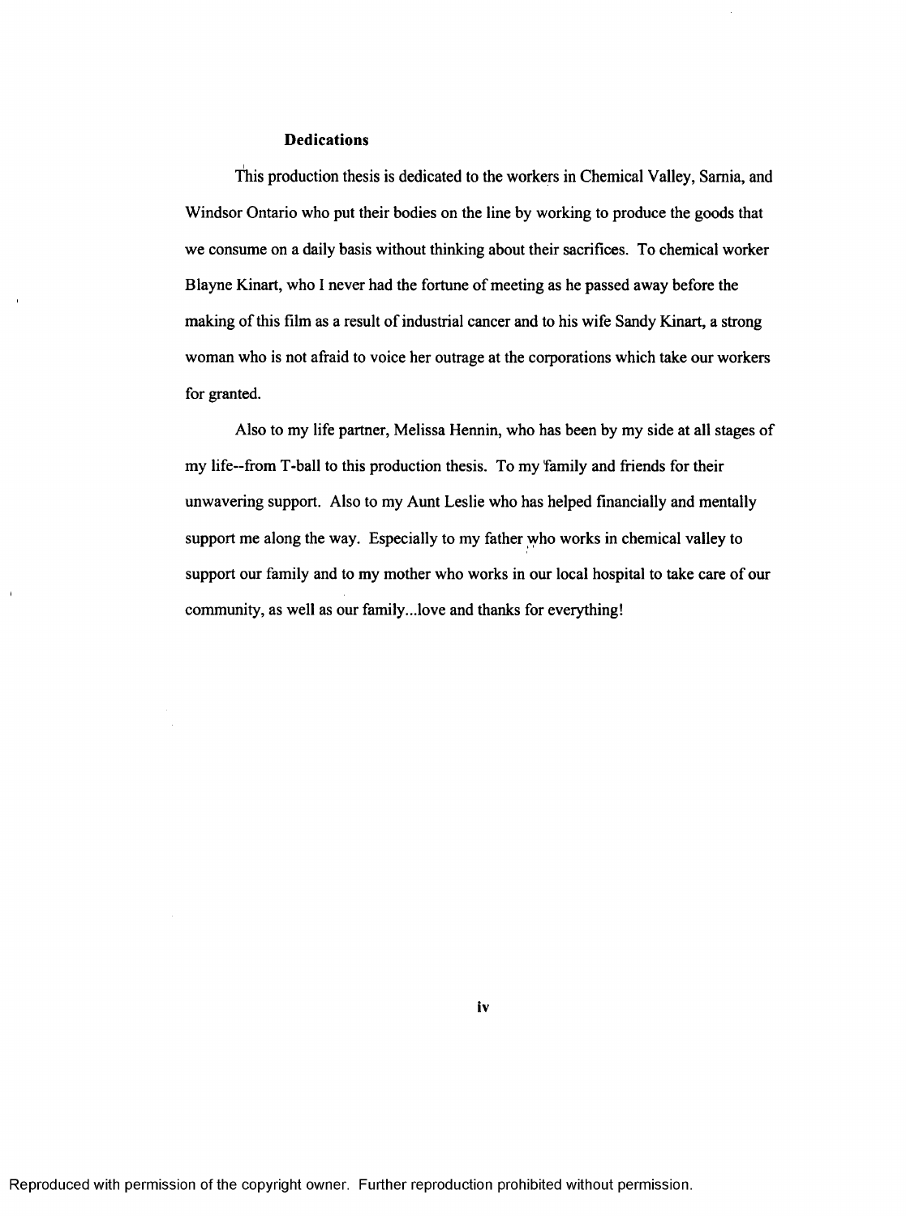## Dedications

This production thesis is dedicated to the workers in Chemical Valley, Sarnia, and Windsor Ontario who put their bodies on the line by working to produce the goods that we consume on a daily basis without thinking about their sacrifices. To chemical worker Blayne Kinart, who I never had the fortune of meeting as he passed away before the making of this film as a result of industrial cancer and to his wife Sandy Kinart, a strong woman who is not afraid to voice her outrage at the corporations which take our workers for granted.

Also to my life partner, Melissa Hennin, who has been by my side at all stages of my life--from T-ball to this production thesis. To my family and friends for their unwavering support. Also to my Aunt Leslie who has helped financially and mentally support me along the way. Especially to my father who works in chemical valley to support our family and to my mother who works in our local hospital to take care of our community, as well as our family...love and thanks for everything!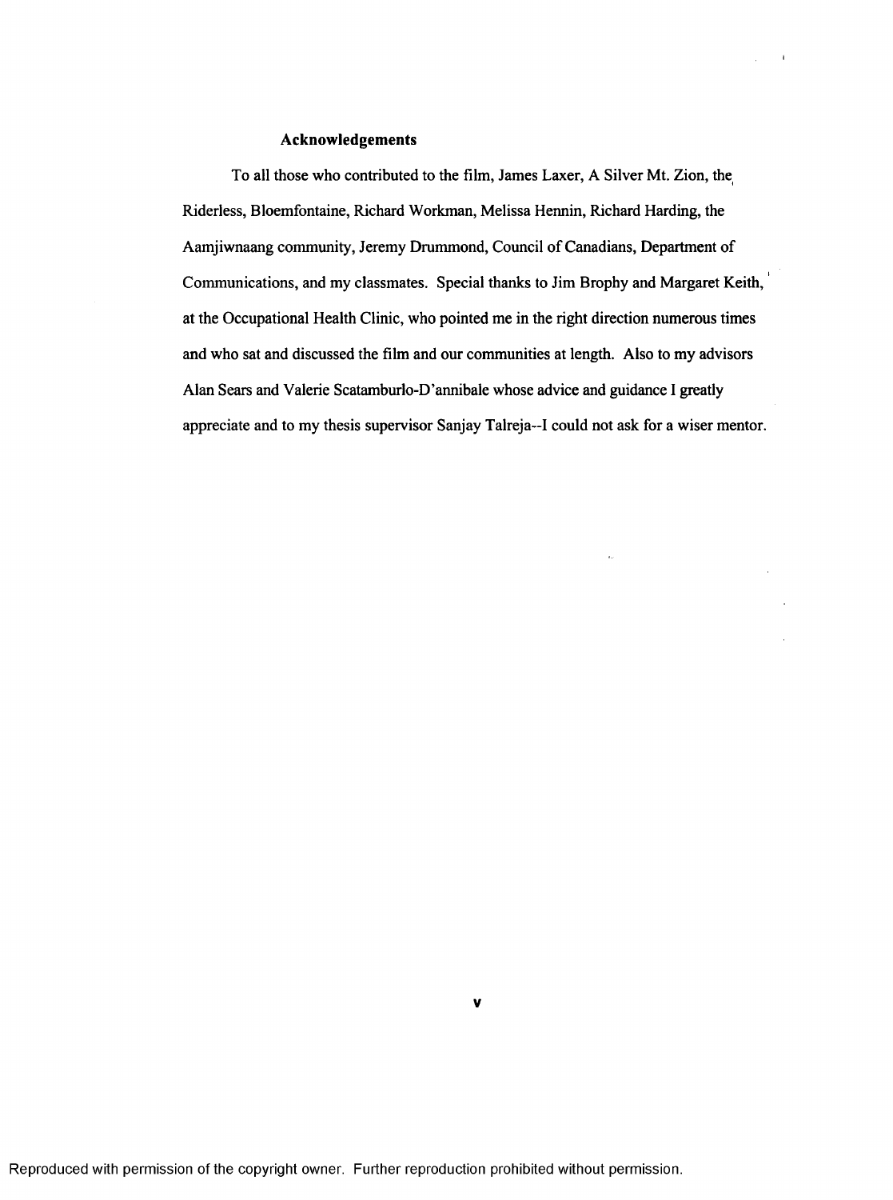## Acknowledgements

To all those who contributed to the film, James Laxer, A Silver Mt. Zion, the Riderless, Bloemfontaine, Richard Workman, Melissa Hennin, Richard Harding, the Aamjiwnaang community, Jeremy Drummond, Council of Canadians, Department of Communications, and my classmates. Special thanks to Jim Brophy and Margaret Keith, at the Occupational Health Clinic, who pointed me in the right direction numerous times and who sat and discussed the film and our communities at length. Also to my advisors Alan Sears and Valerie Scatamburlo-D'annibale whose advice and guidance I greatly appreciate and to my thesis supervisor Sanjay Talreja--I could not ask for a wiser mentor.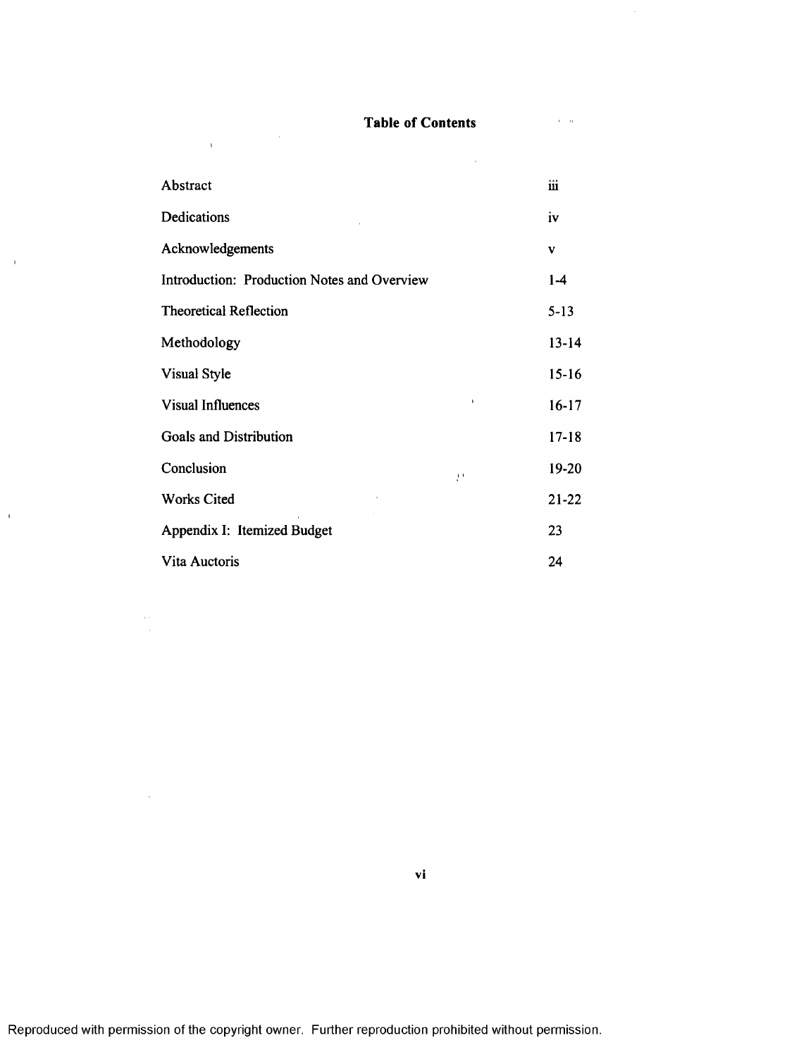# Table of Contents

| | |
|---|---|
| Abstract | iii |
| Dedications | iv |
| Acknowledgements | v |
| Introduction: Production Notes and Overview | 1-4 |
| Theoretical Reflection | 5-13 |
| Methodology | 13-14 |
| Visual Style | 15-16 |
| Visual Influences | 16-17 |
| Goals and Distribution | 17-18 |
| Conclusion | 19-20 |
| Works Cited | 21-22 |
| Appendix I: Itemized Budget | 23 |
| Vita Auctoris | 24 |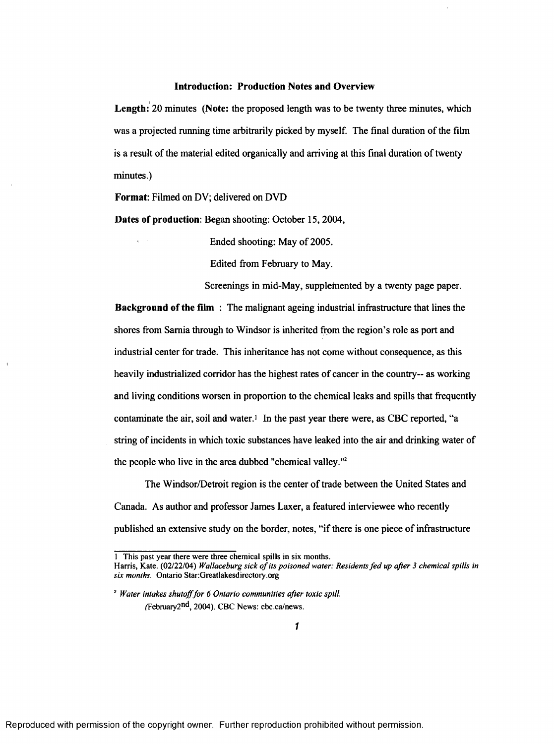### Introduction: Production Notes and Overview

**Length:** 20 minutes (**Note:** the proposed length was to be twenty three minutes, which was a projected running time arbitrarily picked by myself. The final duration of the film is a result of the material edited organically and arriving at this final duration of twenty minutes.)

**Format**: Filmed on DV; delivered on DVD

**Dates of production**: Began shooting: October 15, 2004,

Ended shooting: May of 2005.

Edited from February to May.

Screenings in mid-May, supplemented by a twenty page paper.

**Background of the film** : The malignant ageing industrial infrastructure that lines the shores from Sarnia through to Windsor is inherited from the region's role as port and industrial center for trade. This inheritance has not come without consequence, as this heavily industrialized corridor has the highest rates of cancer in the country-- as working and living conditions worsen in proportion to the chemical leaks and spills that frequently contaminate the air, soil and water.[1] In the past year there were, as CBC reported, "a string of incidents in which toxic substances have leaked into the air and drinking water of the people who live in the area dubbed "chemical valley."[2]

The Windsor/Detroit region is the center of trade between the United States and Canada. As author and professor James Laxer, a featured interviewee who recently published an extensive study on the border, notes, "if there is one piece of infrastructure

---

1 This past year there were three chemical spills in six months.
Harris, Kate. (02/22/04) *Wallaceburg sick of its poisoned water: Residents fed up after 3 chemical spills in six months.* Ontario Star:Greatlakesdirectory.org

2 *Water intakes shutoff for 6 Ontario communities after toxic spill.* (February2nd, 2004). CBC News: cbc.ca/news.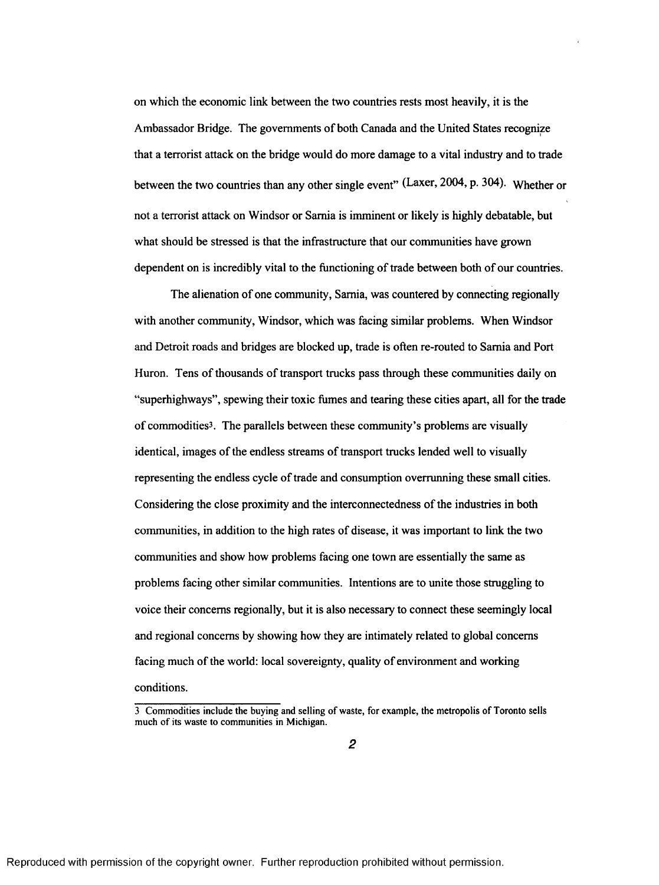on which the economic link between the two countries rests most heavily, it is the Ambassador Bridge. The governments of both Canada and the United States recognize that a terrorist attack on the bridge would do more damage to a vital industry and to trade between the two countries than any other single event" (Laxer, 2004, p. 304). Whether or not a terrorist attack on Windsor or Sarnia is imminent or likely is highly debatable, but what should be stressed is that the infrastructure that our communities have grown dependent on is incredibly vital to the functioning of trade between both of our countries.

The alienation of one community, Sarnia, was countered by connecting regionally with another community, Windsor, which was facing similar problems. When Windsor and Detroit roads and bridges are blocked up, trade is often re-routed to Sarnia and Port Huron. Tens of thousands of transport trucks pass through these communities daily on "superhighways", spewing their toxic fumes and tearing these cities apart, all for the trade of commodities[3]. The parallels between these community's problems are visually identical, images of the endless streams of transport trucks lended well to visually representing the endless cycle of trade and consumption overrunning these small cities. Considering the close proximity and the interconnectedness of the industries in both communities, in addition to the high rates of disease, it was important to link the two communities and show how problems facing one town are essentially the same as problems facing other similar communities. Intentions are to unite those struggling to voice their concerns regionally, but it is also necessary to connect these seemingly local and regional concerns by showing how they are intimately related to global concerns facing much of the world: local sovereignty, quality of environment and working conditions.

3 Commodities include the buying and selling of waste, for example, the metropolis of Toronto sells much of its waste to communities in Michigan.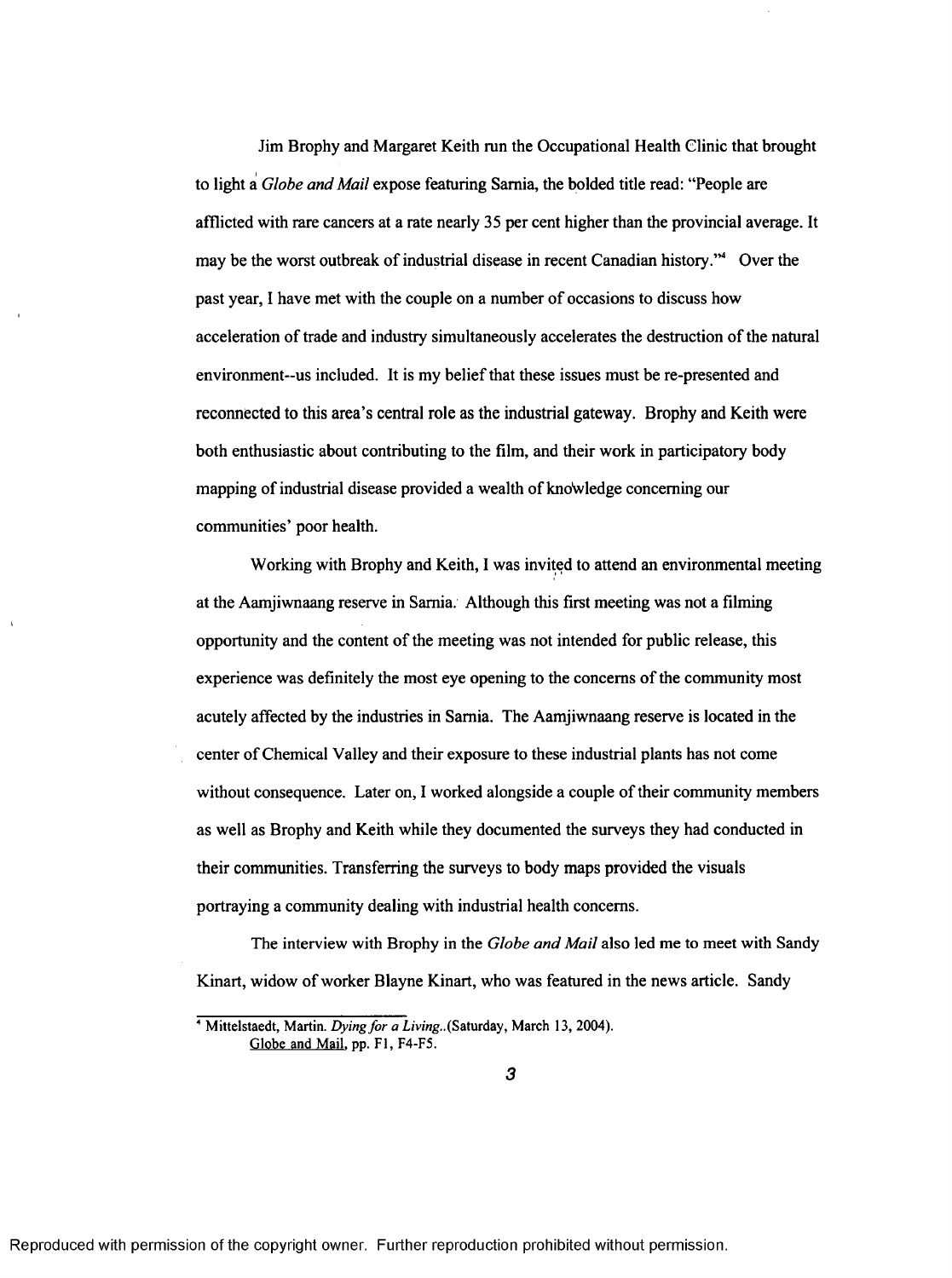Jim Brophy and Margaret Keith run the Occupational Health Clinic that brought to light a *Globe and Mail* expose featuring Sarnia, the bolded title read: "People are afflicted with rare cancers at a rate nearly 35 per cent higher than the provincial average. It may be the worst outbreak of industrial disease in recent Canadian history."[4] Over the past year, I have met with the couple on a number of occasions to discuss how acceleration of trade and industry simultaneously accelerates the destruction of the natural environment--us included. It is my belief that these issues must be re-presented and reconnected to this area's central role as the industrial gateway. Brophy and Keith were both enthusiastic about contributing to the film, and their work in participatory body mapping of industrial disease provided a wealth of knowledge concerning our communities' poor health.

Working with Brophy and Keith, I was invited to attend an environmental meeting at the Aamjiwnaang reserve in Sarnia. Although this first meeting was not a filming opportunity and the content of the meeting was not intended for public release, this experience was definitely the most eye opening to the concerns of the community most acutely affected by the industries in Sarnia. The Aamjiwnaang reserve is located in the center of Chemical Valley and their exposure to these industrial plants has not come without consequence. Later on, I worked alongside a couple of their community members as well as Brophy and Keith while they documented the surveys they had conducted in their communities. Transferring the surveys to body maps provided the visuals portraying a community dealing with industrial health concerns.

The interview with Brophy in the *Globe and Mail* also led me to meet with Sandy Kinart, widow of worker Blayne Kinart, who was featured in the news article. Sandy

---

[4] Mittelstaedt, Martin. *Dying for a Living.*.(Saturday, March 13, 2004). Globe and Mail, pp. F1, F4-F5.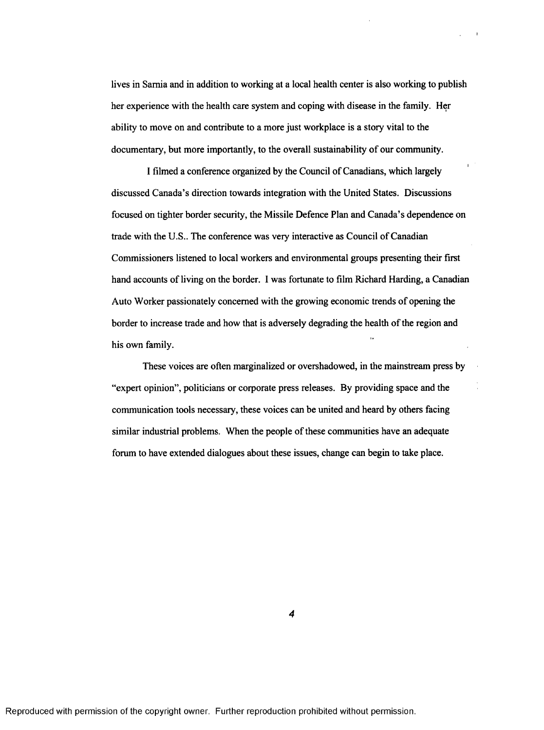lives in Sarnia and in addition to working at a local health center is also working to publish her experience with the health care system and coping with disease in the family. Her ability to move on and contribute to a more just workplace is a story vital to the documentary, but more importantly, to the overall sustainability of our community.

I filmed a conference organized by the Council of Canadians, which largely discussed Canada's direction towards integration with the United States. Discussions focused on tighter border security, the Missile Defence Plan and Canada's dependence on trade with the U.S.. The conference was very interactive as Council of Canadian Commissioners listened to local workers and environmental groups presenting their first hand accounts of living on the border. I was fortunate to film Richard Harding, a Canadian Auto Worker passionately concerned with the growing economic trends of opening the border to increase trade and how that is adversely degrading the health of the region and his own family.

These voices are often marginalized or overshadowed, in the mainstream press by "expert opinion", politicians or corporate press releases. By providing space and the communication tools necessary, these voices can be united and heard by others facing similar industrial problems. When the people of these communities have an adequate forum to have extended dialogues about these issues, change can begin to take place.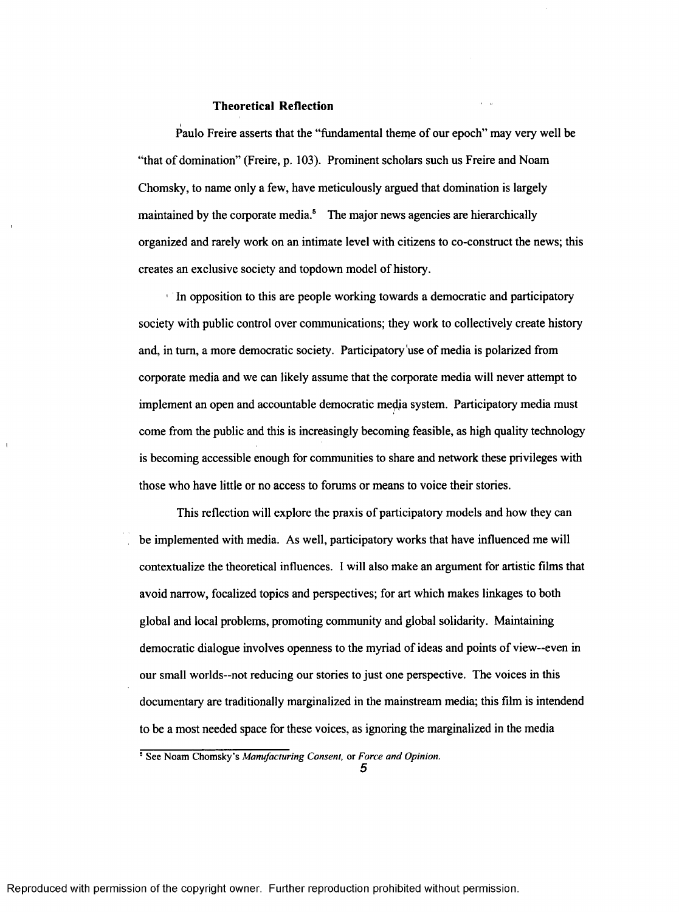### Theoretical Reflection

Paulo Freire asserts that the "fundamental theme of our epoch" may very well be "that of domination" (Freire, p. 103). Prominent scholars such us Freire and Noam Chomsky, to name only a few, have meticulously argued that domination is largely maintained by the corporate media.[5] The major news agencies are hierarchically organized and rarely work on an intimate level with citizens to co-construct the news; this creates an exclusive society and topdown model of history.

In opposition to this are people working towards a democratic and participatory society with public control over communications; they work to collectively create history and, in turn, a more democratic society. Participatory use of media is polarized from corporate media and we can likely assume that the corporate media will never attempt to implement an open and accountable democratic media system. Participatory media must come from the public and this is increasingly becoming feasible, as high quality technology is becoming accessible enough for communities to share and network these privileges with those who have little or no access to forums or means to voice their stories.

This reflection will explore the praxis of participatory models and how they can be implemented with media. As well, participatory works that have influenced me will contextualize the theoretical influences. I will also make an argument for artistic films that avoid narrow, focalized topics and perspectives; for art which makes linkages to both global and local problems, promoting community and global solidarity. Maintaining democratic dialogue involves openness to the myriad of ideas and points of view--even in our small worlds--not reducing our stories to just one perspective. The voices in this documentary are traditionally marginalized in the mainstream media; this film is intendend to be a most needed space for these voices, as ignoring the marginalized in the media

[5] See Noam Chomsky's *Manufacturing Consent*, or *Force and Opinion*.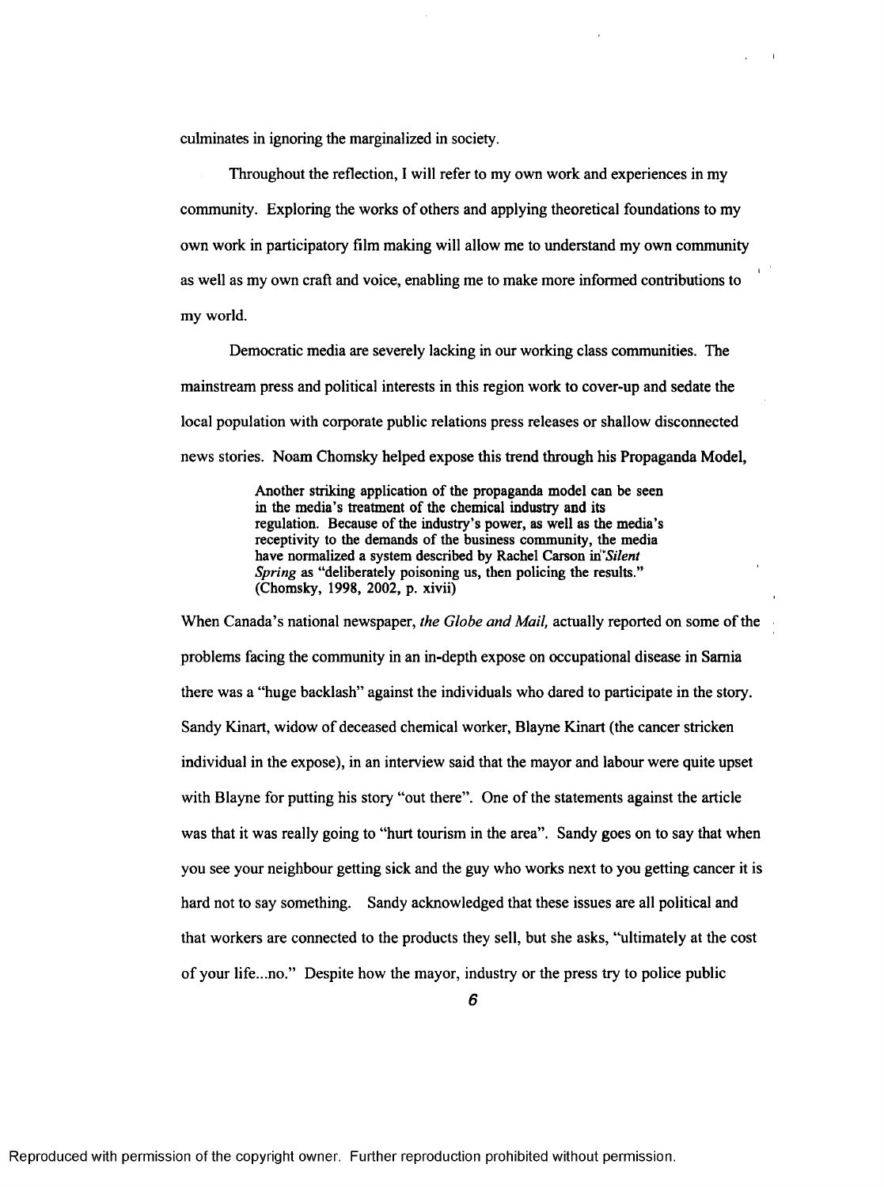culminates in ignoring the marginalized in society.

Throughout the reflection, I will refer to my own work and experiences in my community. Exploring the works of others and applying theoretical foundations to my own work in participatory film making will allow me to understand my own community as well as my own craft and voice, enabling me to make more informed contributions to my world.

Democratic media are severely lacking in our working class communities. The mainstream press and political interests in this region work to cover-up and sedate the local population with corporate public relations press releases or shallow disconnected news stories. Noam Chomsky helped expose this trend through his Propaganda Model,

> Another striking application of the propaganda model can be seen in the media's treatment of the chemical industry and its regulation. Because of the industry's power, as well as the media's receptivity to the demands of the business community, the media have normalized a system described by Rachel Carson in *Silent Spring* as "deliberately poisoning us, then policing the results." (Chomsky, 1998, 2002, p. xivii)

When Canada's national newspaper, *the Globe and Mail,* actually reported on some of the problems facing the community in an in-depth expose on occupational disease in Sarnia there was a "huge backlash" against the individuals who dared to participate in the story. Sandy Kinart, widow of deceased chemical worker, Blayne Kinart (the cancer stricken individual in the expose), in an interview said that the mayor and labour were quite upset with Blayne for putting his story "out there". One of the statements against the article was that it was really going to "hurt tourism in the area". Sandy goes on to say that when you see your neighbour getting sick and the guy who works next to you getting cancer it is hard not to say something. Sandy acknowledged that these issues are all political and that workers are connected to the products they sell, but she asks, "ultimately at the cost of your life...no." Despite how the mayor, industry or the press try to police public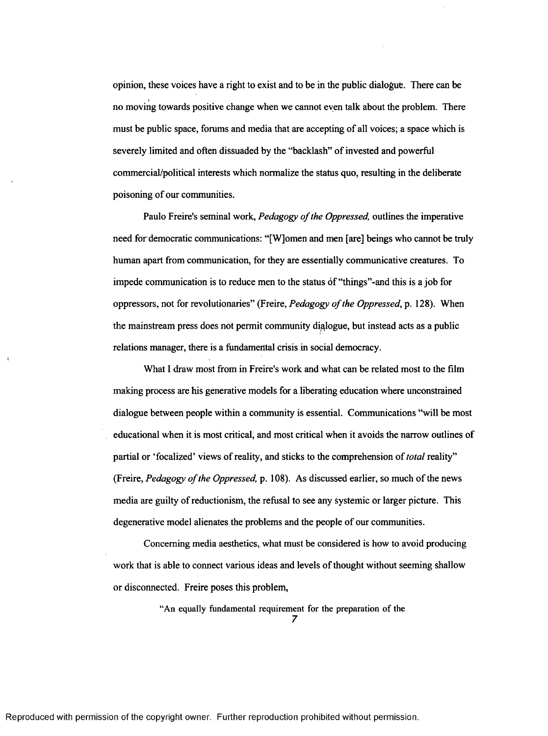opinion, these voices have a right to exist and to be in the public dialogue. There can be no moving towards positive change when we cannot even talk about the problem. There must be public space, forums and media that are accepting of all voices; a space which is severely limited and often dissuaded by the "backlash" of invested and powerful commercial/political interests which normalize the status quo, resulting in the deliberate poisoning of our communities.

Paulo Freire's seminal work, *Pedagogy of the Oppressed,* outlines the imperative need for democratic communications: "[W]omen and men [are] beings who cannot be truly human apart from communication, for they are essentially communicative creatures. To impede communication is to reduce men to the status of "things"-and this is a job for oppressors, not for revolutionaries" (Freire, *Pedagogy of the Oppressed*, p. 128). When the mainstream press does not permit community dialogue, but instead acts as a public relations manager, there is a fundamental crisis in social democracy.

What I draw most from in Freire's work and what can be related most to the film making process are his generative models for a liberating education where unconstrained dialogue between people within a community is essential. Communications "will be most educational when it is most critical, and most critical when it avoids the narrow outlines of partial or 'focalized' views of reality, and sticks to the comprehension of *total* reality" (Freire, *Pedagogy of the Oppressed,* p. 108). As discussed earlier, so much of the news media are guilty of reductionism, the refusal to see any systemic or larger picture. This degenerative model alienates the problems and the people of our communities.

Concerning media aesthetics, what must be considered is how to avoid producing work that is able to connect various ideas and levels of thought without seeming shallow or disconnected. Freire poses this problem,

> "An equally fundamental requirement for the preparation of the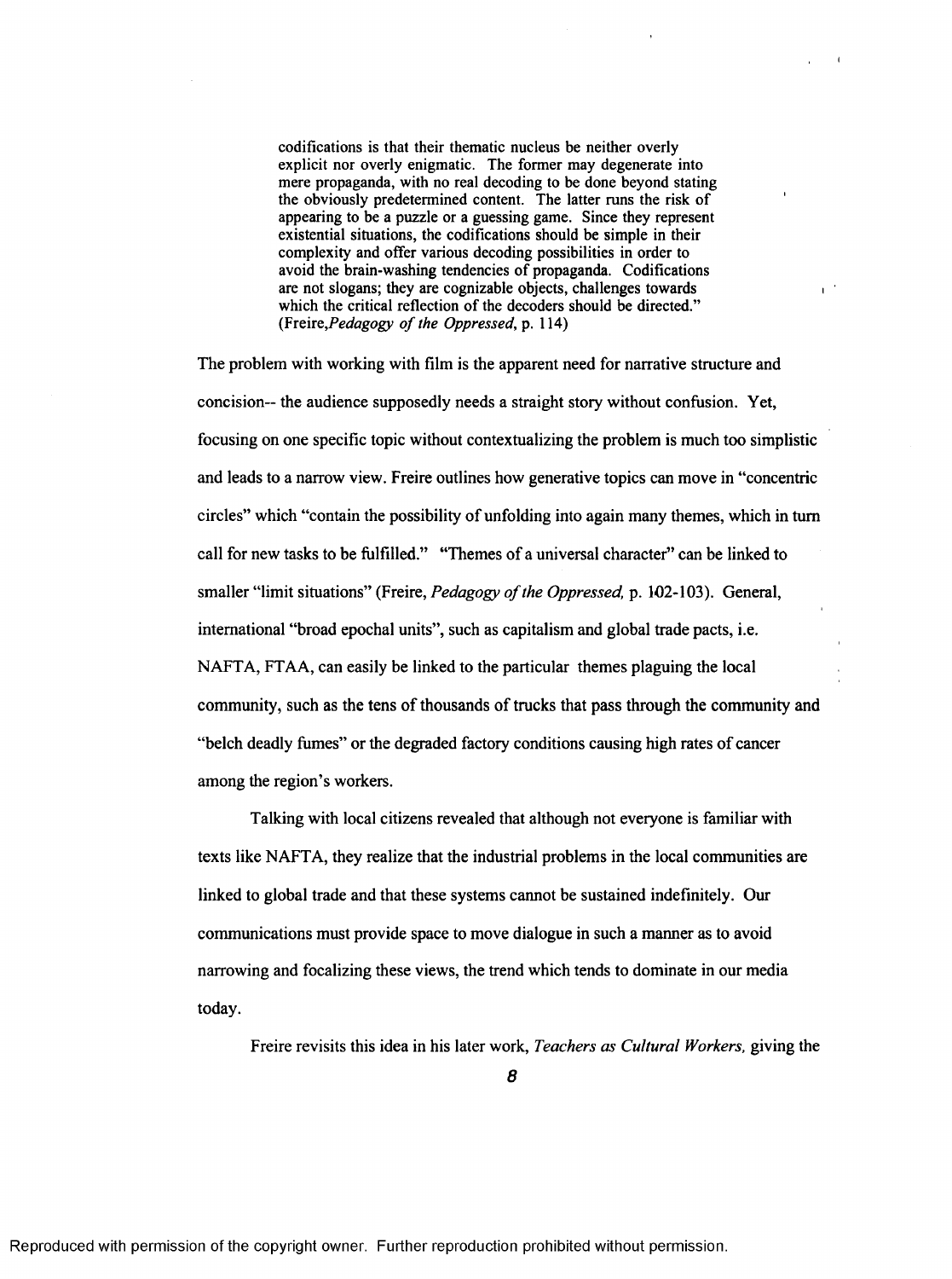> codifications is that their thematic nucleus be neither overly explicit nor overly enigmatic. The former may degenerate into mere propaganda, with no real decoding to be done beyond stating the obviously predetermined content. The latter runs the risk of appearing to be a puzzle or a guessing game. Since they represent existential situations, the codifications should be simple in their complexity and offer various decoding possibilities in order to avoid the brain-washing tendencies of propaganda. Codifications are not slogans; they are cognizable objects, challenges towards which the critical reflection of the decoders should be directed." (Freire,*Pedagogy of the Oppressed*, p. 114)

The problem with working with film is the apparent need for narrative structure and concision-- the audience supposedly needs a straight story without confusion. Yet, focusing on one specific topic without contextualizing the problem is much too simplistic and leads to a narrow view. Freire outlines how generative topics can move in "concentric circles" which "contain the possibility of unfolding into again many themes, which in turn call for new tasks to be fulfilled." "Themes of a universal character" can be linked to smaller "limit situations" (Freire, *Pedagogy of the Oppressed*, p. 102-103). General, international "broad epochal units", such as capitalism and global trade pacts, i.e. NAFTA, FTAA, can easily be linked to the particular themes plaguing the local community, such as the tens of thousands of trucks that pass through the community and "belch deadly fumes" or the degraded factory conditions causing high rates of cancer among the region's workers.

Talking with local citizens revealed that although not everyone is familiar with texts like NAFTA, they realize that the industrial problems in the local communities are linked to global trade and that these systems cannot be sustained indefinitely. Our communications must provide space to move dialogue in such a manner as to avoid narrowing and focalizing these views, the trend which tends to dominate in our media today.

Freire revisits this idea in his later work, *Teachers as Cultural Workers*, giving the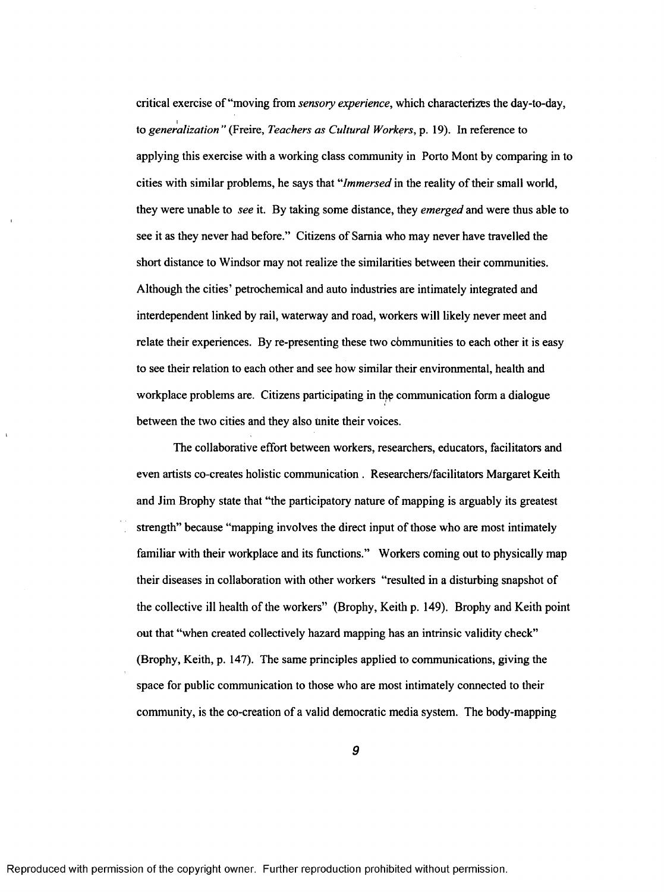critical exercise of "moving from *sensory experience*, which characterizes the day-to-day, to *generalization*" (Freire, *Teachers as Cultural Workers*, p. 19). In reference to applying this exercise with a working class community in Porto Mont by comparing in to cities with similar problems, he says that "*Immersed* in the reality of their small world, they were unable to *see* it. By taking some distance, they *emerged* and were thus able to see it as they never had before." Citizens of Sarnia who may never have travelled the short distance to Windsor may not realize the similarities between their communities. Although the cities' petrochemical and auto industries are intimately integrated and interdependent linked by rail, waterway and road, workers will likely never meet and relate their experiences. By re-presenting these two communities to each other it is easy to see their relation to each other and see how similar their environmental, health and workplace problems are. Citizens participating in the communication form a dialogue between the two cities and they also unite their voices.

The collaborative effort between workers, researchers, educators, facilitators and even artists co-creates holistic communication . Researchers/facilitators Margaret Keith and Jim Brophy state that "the participatory nature of mapping is arguably its greatest strength" because "mapping involves the direct input of those who are most intimately familiar with their workplace and its functions." Workers coming out to physically map their diseases in collaboration with other workers "resulted in a disturbing snapshot of the collective ill health of the workers" (Brophy, Keith p. 149). Brophy and Keith point out that "when created collectively hazard mapping has an intrinsic validity check" (Brophy, Keith, p. 147). The same principles applied to communications, giving the space for public communication to those who are most intimately connected to their community, is the co-creation of a valid democratic media system. The body-mapping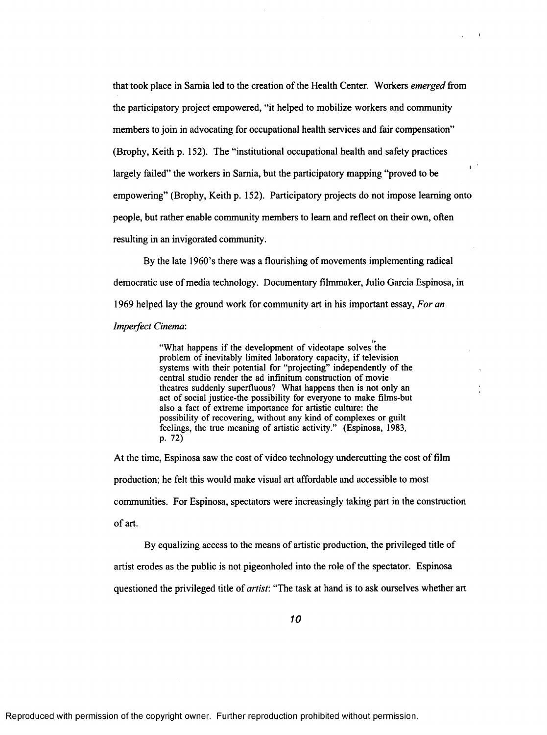that took place in Sarnia led to the creation of the Health Center. Workers *emerged* from the participatory project empowered, "it helped to mobilize workers and community members to join in advocating for occupational health services and fair compensation" (Brophy, Keith p. 152). The "institutional occupational health and safety practices largely failed" the workers in Sarnia, but the participatory mapping "proved to be empowering" (Brophy, Keith p. 152). Participatory projects do not impose learning onto people, but rather enable community members to learn and reflect on their own, often resulting in an invigorated community.

By the late 1960's there was a flourishing of movements implementing radical democratic use of media technology. Documentary filmmaker, Julio Garcia Espinosa, in 1969 helped lay the ground work for community art in his important essay, *For an Imperfect Cinema*:

> "What happens if the development of videotape solves the problem of inevitably limited laboratory capacity, if television systems with their potential for "projecting" independently of the central studio render the ad infinitum construction of movie theatres suddenly superfluous? What happens then is not only an act of social justice-the possibility for everyone to make films-but also a fact of extreme importance for artistic culture: the possibility of recovering, without any kind of complexes or guilt feelings, the true meaning of artistic activity." (Espinosa, 1983, p. 72)

At the time, Espinosa saw the cost of video technology undercutting the cost of film production; he felt this would make visual art affordable and accessible to most communities. For Espinosa, spectators were increasingly taking part in the construction of art.

By equalizing access to the means of artistic production, the privileged title of artist erodes as the public is not pigeonholed into the role of the spectator. Espinosa questioned the privileged title of *artist*: "The task at hand is to ask ourselves whether art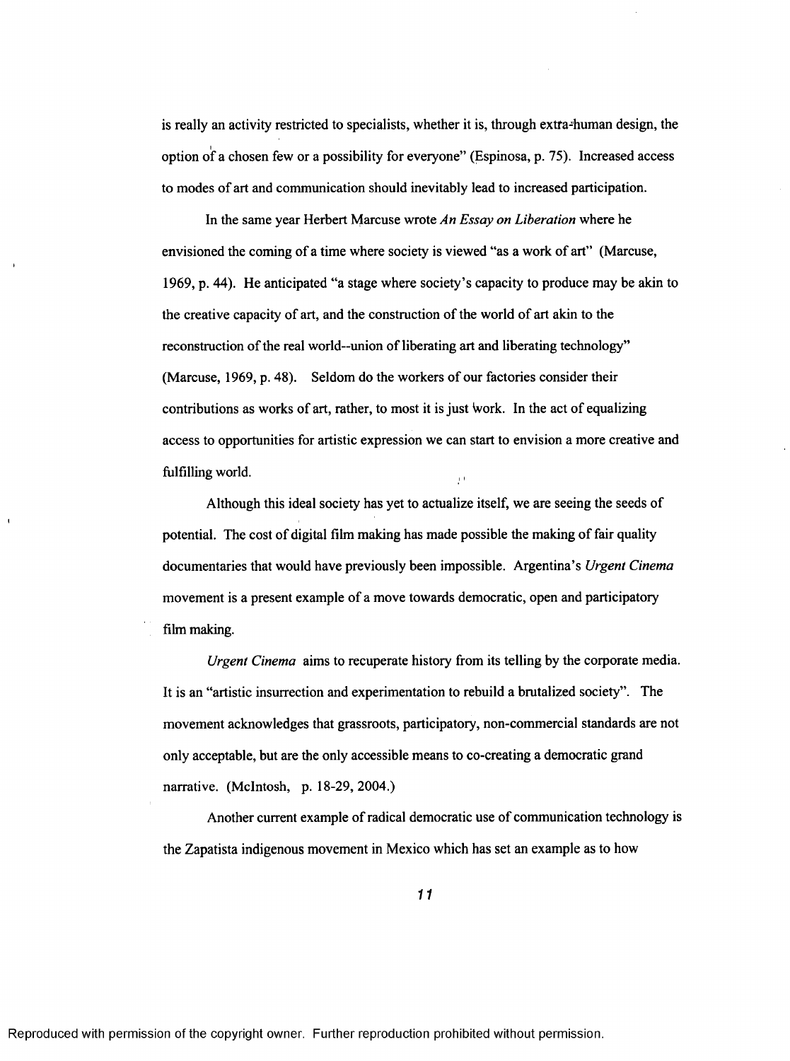is really an activity restricted to specialists, whether it is, through extra-human design, the option of a chosen few or a possibility for everyone" (Espinosa, p. 75). Increased access to modes of art and communication should inevitably lead to increased participation.

In the same year Herbert Marcuse wrote *An Essay on Liberation* where he envisioned the coming of a time where society is viewed "as a work of art" (Marcuse, 1969, p. 44). He anticipated "a stage where society's capacity to produce may be akin to the creative capacity of art, and the construction of the world of art akin to the reconstruction of the real world--union of liberating art and liberating technology" (Marcuse, 1969, p. 48). Seldom do the workers of our factories consider their contributions as works of art, rather, to most it is just work. In the act of equalizing access to opportunities for artistic expression we can start to envision a more creative and fulfilling world.

Although this ideal society has yet to actualize itself, we are seeing the seeds of potential. The cost of digital film making has made possible the making of fair quality documentaries that would have previously been impossible. Argentina's *Urgent Cinema* movement is a present example of a move towards democratic, open and participatory film making.

*Urgent Cinema* aims to recuperate history from its telling by the corporate media. It is an "artistic insurrection and experimentation to rebuild a brutalized society". The movement acknowledges that grassroots, participatory, non-commercial standards are not only acceptable, but are the only accessible means to co-creating a democratic grand narrative. (McIntosh, p. 18-29, 2004.)

Another current example of radical democratic use of communication technology is the Zapatista indigenous movement in Mexico which has set an example as to how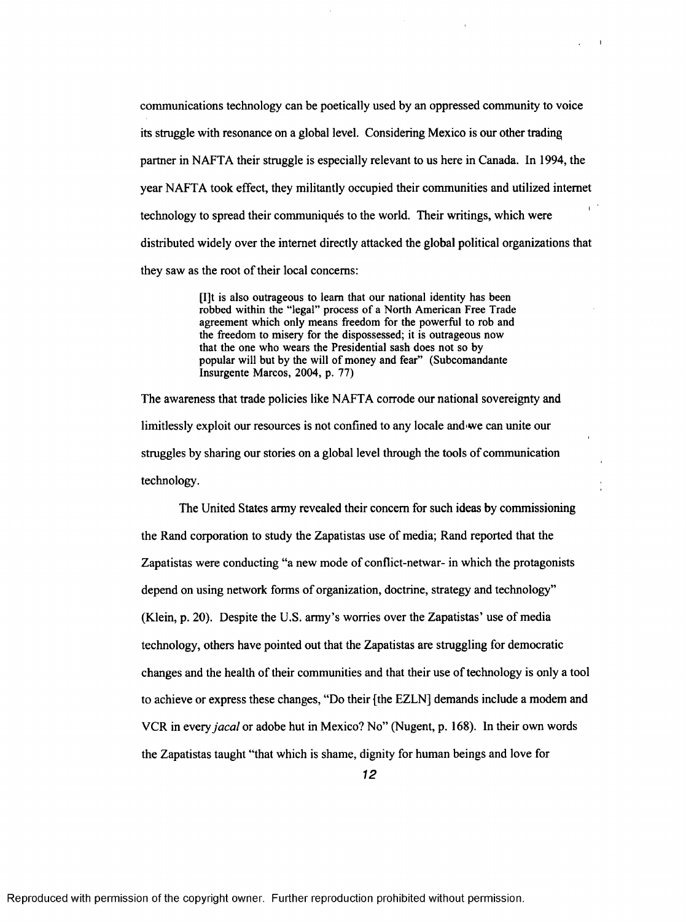communications technology can be poetically used by an oppressed community to voice its struggle with resonance on a global level. Considering Mexico is our other trading partner in NAFTA their struggle is especially relevant to us here in Canada. In 1994, the year NAFTA took effect, they militantly occupied their communities and utilized internet technology to spread their communiqués to the world. Their writings, which were distributed widely over the internet directly attacked the global political organizations that they saw as the root of their local concerns:

> [I]t is also outrageous to learn that our national identity has been robbed within the "legal" process of a North American Free Trade agreement which only means freedom for the powerful to rob and the freedom to misery for the dispossessed; it is outrageous now that the one who wears the Presidential sash does not so by popular will but by the will of money and fear" (Subcomandante Insurgente Marcos, 2004, p. 77)

The awareness that trade policies like NAFTA corrode our national sovereignty and limitlessly exploit our resources is not confined to any locale and we can unite our struggles by sharing our stories on a global level through the tools of communication technology.

The United States army revealed their concern for such ideas by commissioning the Rand corporation to study the Zapatistas use of media; Rand reported that the Zapatistas were conducting "a new mode of conflict-netwar- in which the protagonists depend on using network forms of organization, doctrine, strategy and technology" (Klein, p. 20). Despite the U.S. army's worries over the Zapatistas' use of media technology, others have pointed out that the Zapatistas are struggling for democratic changes and the health of their communities and that their use of technology is only a tool to achieve or express these changes, "Do their [the EZLN] demands include a modem and VCR in every *jacal* or adobe hut in Mexico? No" (Nugent, p. 168). In their own words the Zapatistas taught "that which is shame, dignity for human beings and love for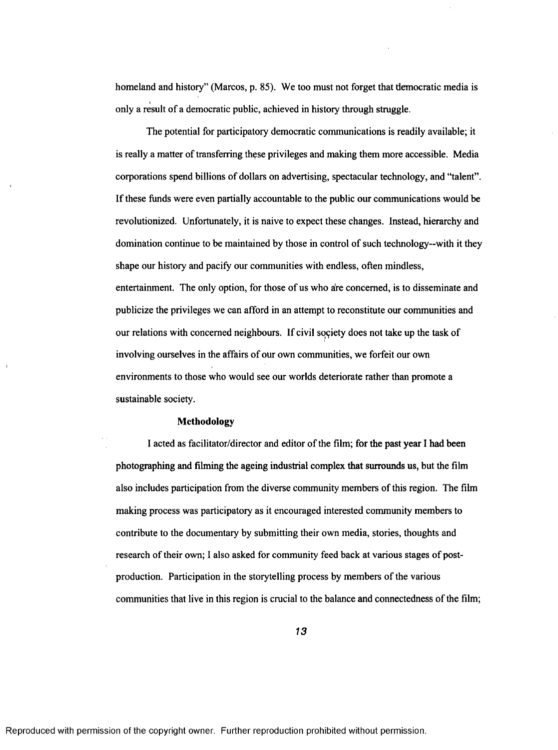homeland and history" (Marcos, p. 85). We too must not forget that democratic media is only a result of a democratic public, achieved in history through struggle.

The potential for participatory democratic communications is readily available; it is really a matter of transferring these privileges and making them more accessible. Media corporations spend billions of dollars on advertising, spectacular technology, and "talent". If these funds were even partially accountable to the public our communications would be revolutionized. Unfortunately, it is naive to expect these changes. Instead, hierarchy and domination continue to be maintained by those in control of such technology--with it they shape our history and pacify our communities with endless, often mindless, entertainment. The only option, for those of us who are concerned, is to disseminate and publicize the privileges we can afford in an attempt to reconstitute our communities and our relations with concerned neighbours. If civil society does not take up the task of involving ourselves in the affairs of our own communities, we forfeit our own environments to those who would see our worlds deteriorate rather than promote a sustainable society.

### Methodology

I acted as facilitator/director and editor of the film; for the past year I had been photographing and filming the ageing industrial complex that surrounds us, but the film also includes participation from the diverse community members of this region. The film making process was participatory as it encouraged interested community members to contribute to the documentary by submitting their own media, stories, thoughts and research of their own; I also asked for community feed back at various stages of post-production. Participation in the storytelling process by members of the various communities that live in this region is crucial to the balance and connectedness of the film;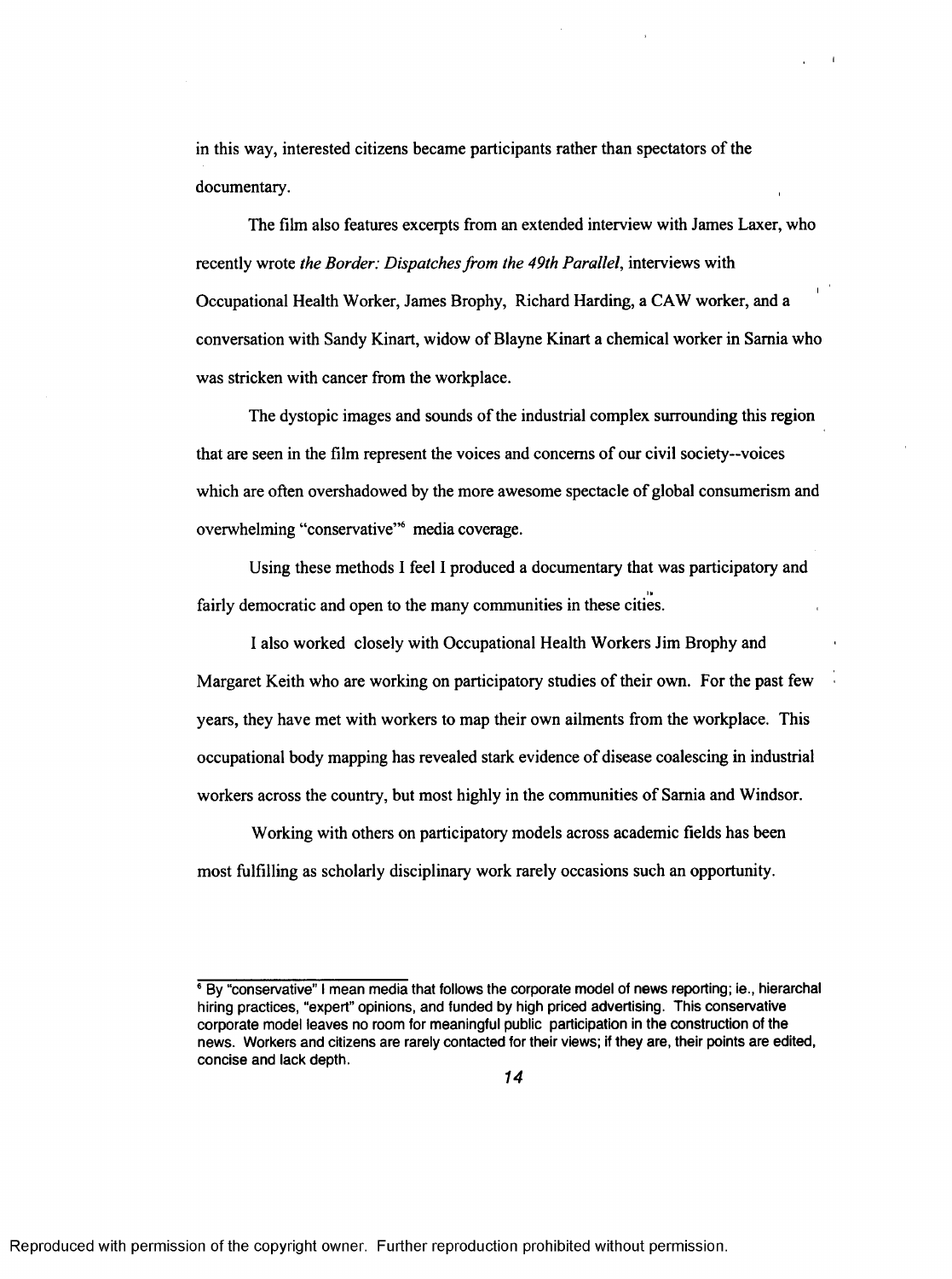in this way, interested citizens became participants rather than spectators of the documentary.

The film also features excerpts from an extended interview with James Laxer, who recently wrote *the Border: Dispatches from the 49th Parallel*, interviews with Occupational Health Worker, James Brophy, Richard Harding, a CAW worker, and a conversation with Sandy Kinart, widow of Blayne Kinart a chemical worker in Sarnia who was stricken with cancer from the workplace.

The dystopic images and sounds of the industrial complex surrounding this region that are seen in the film represent the voices and concerns of our civil society--voices which are often overshadowed by the more awesome spectacle of global consumerism and overwhelming "conservative"[6] media coverage.

Using these methods I feel I produced a documentary that was participatory and fairly democratic and open to the many communities in these cities.

I also worked closely with Occupational Health Workers Jim Brophy and Margaret Keith who are working on participatory studies of their own. For the past few years, they have met with workers to map their own ailments from the workplace. This occupational body mapping has revealed stark evidence of disease coalescing in industrial workers across the country, but most highly in the communities of Sarnia and Windsor.

Working with others on participatory models across academic fields has been most fulfilling as scholarly disciplinary work rarely occasions such an opportunity.

---

[6] By "conservative" I mean media that follows the corporate model of news reporting; ie., hierarchal hiring practices, "expert" opinions, and funded by high priced advertising. This conservative corporate model leaves no room for meaningful public participation in the construction of the news. Workers and citizens are rarely contacted for their views; if they are, their points are edited, concise and lack depth.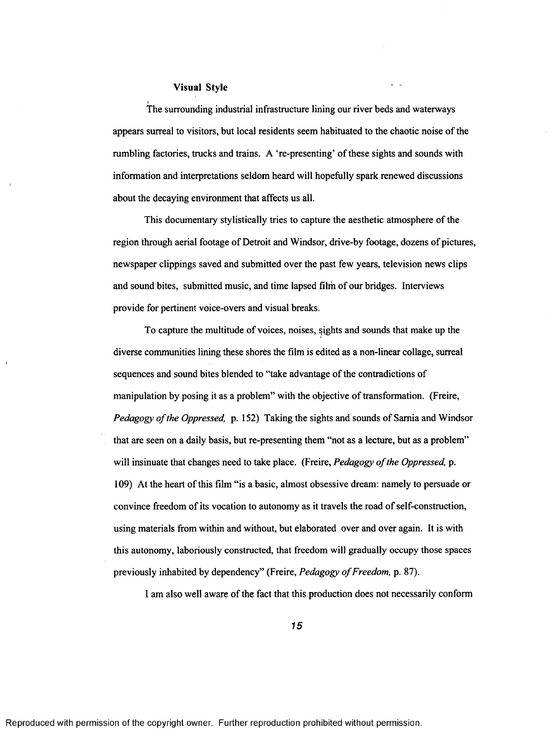### Visual Style

The surrounding industrial infrastructure lining our river beds and waterways appears surreal to visitors, but local residents seem habituated to the chaotic noise of the rumbling factories, trucks and trains. A 're-presenting' of these sights and sounds with information and interpretations seldom heard will hopefully spark renewed discussions about the decaying environment that affects us all.

This documentary stylistically tries to capture the aesthetic atmosphere of the region through aerial footage of Detroit and Windsor, drive-by footage, dozens of pictures, newspaper clippings saved and submitted over the past few years, television news clips and sound bites, submitted music, and time lapsed film of our bridges. Interviews provide for pertinent voice-overs and visual breaks.

To capture the multitude of voices, noises, sights and sounds that make up the diverse communities lining these shores the film is edited as a non-linear collage, surreal sequences and sound bites blended to "take advantage of the contradictions of manipulation by posing it as a problem" with the objective of transformation. (Freire, *Pedagogy of the Oppressed,* p. 152) Taking the sights and sounds of Sarnia and Windsor that are seen on a daily basis, but re-presenting them "not as a lecture, but as a problem" will insinuate that changes need to take place. (Freire, *Pedagogy of the Oppressed,* p. 109) At the heart of this film "is a basic, almost obsessive dream: namely to persuade or convince freedom of its vocation to autonomy as it travels the road of self-construction, using materials from within and without, but elaborated over and over again. It is with this autonomy, laboriously constructed, that freedom will gradually occupy those spaces previously inhabited by dependency" (Freire, *Pedagogy of Freedom,* p. 87).

I am also well aware of the fact that this production does not necessarily conform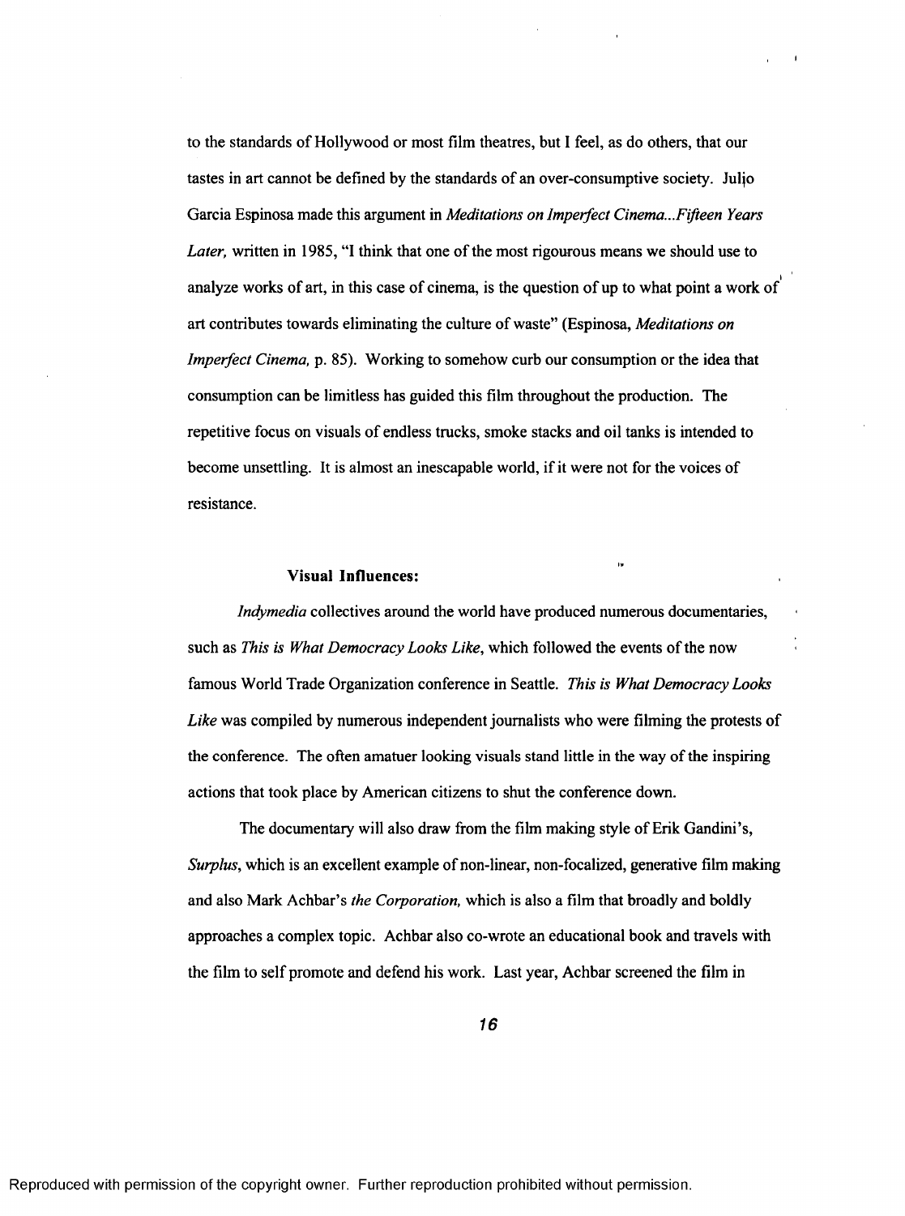to the standards of Hollywood or most film theatres, but I feel, as do others, that our tastes in art cannot be defined by the standards of an over-consumptive society. Julio Garcia Espinosa made this argument in *Meditations on Imperfect Cinema...Fifteen Years Later,* written in 1985, "I think that one of the most rigourous means we should use to analyze works of art, in this case of cinema, is the question of up to what point a work of art contributes towards eliminating the culture of waste" (Espinosa, *Meditations on Imperfect Cinema,* p. 85). Working to somehow curb our consumption or the idea that consumption can be limitless has guided this film throughout the production. The repetitive focus on visuals of endless trucks, smoke stacks and oil tanks is intended to become unsettling. It is almost an inescapable world, if it were not for the voices of resistance.

### Visual Influences:

*Indymedia* collectives around the world have produced numerous documentaries, such as *This is What Democracy Looks Like*, which followed the events of the now famous World Trade Organization conference in Seattle. *This is What Democracy Looks Like* was compiled by numerous independent journalists who were filming the protests of the conference. The often amatuer looking visuals stand little in the way of the inspiring actions that took place by American citizens to shut the conference down.

The documentary will also draw from the film making style of Erik Gandini's, *Surplus*, which is an excellent example of non-linear, non-focalized, generative film making and also Mark Achbar's *the Corporation,* which is also a film that broadly and boldly approaches a complex topic. Achbar also co-wrote an educational book and travels with the film to self promote and defend his work. Last year, Achbar screened the film in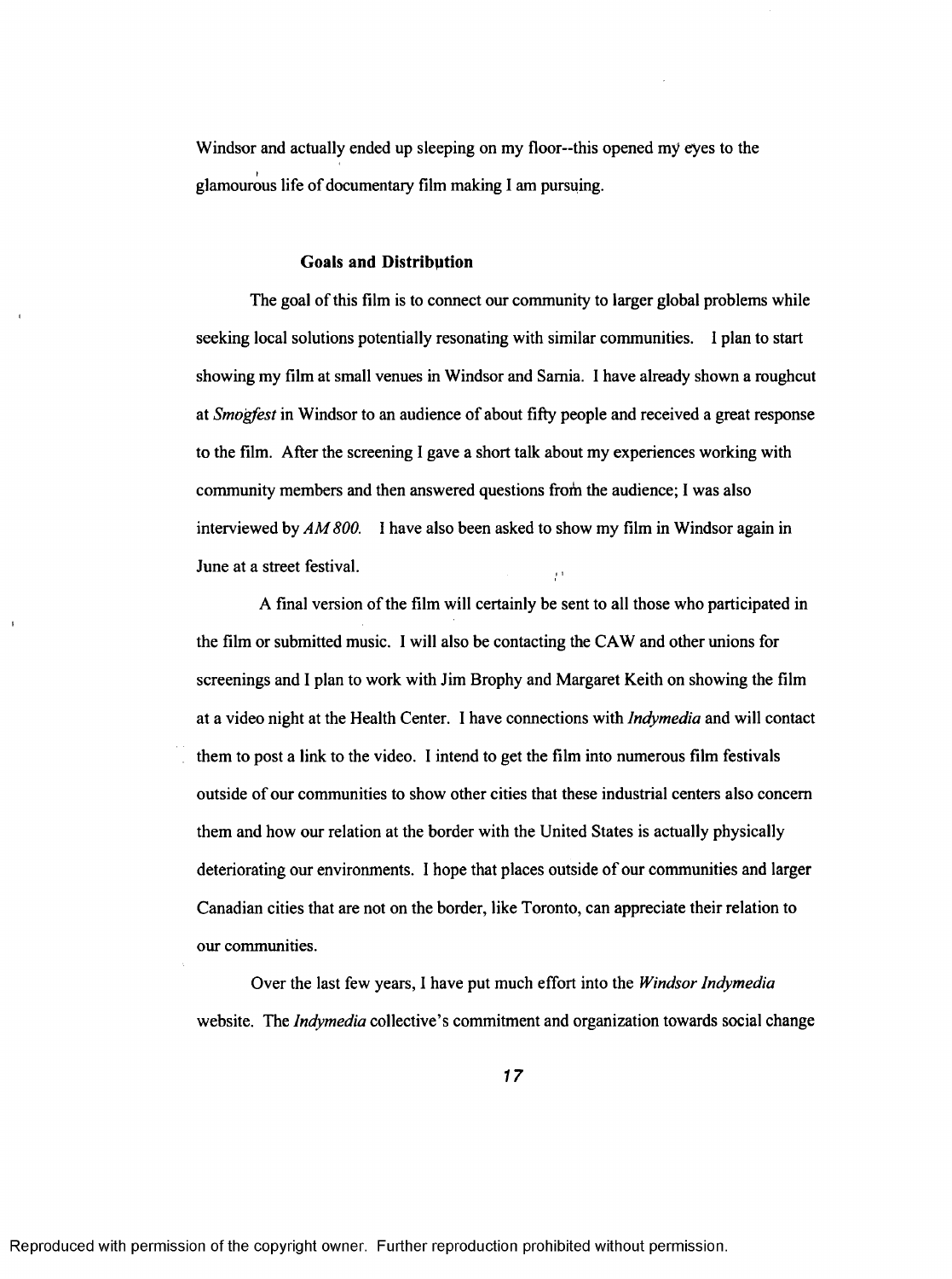Windsor and actually ended up sleeping on my floor--this opened my eyes to the glamourous life of documentary film making I am pursuing.

### Goals and Distribution

The goal of this film is to connect our community to larger global problems while seeking local solutions potentially resonating with similar communities. I plan to start showing my film at small venues in Windsor and Sarnia. I have already shown a roughcut at *Smogfest* in Windsor to an audience of about fifty people and received a great response to the film. After the screening I gave a short talk about my experiences working with community members and then answered questions from the audience; I was also interviewed by *AM 800*. I have also been asked to show my film in Windsor again in June at a street festival.

A final version of the film will certainly be sent to all those who participated in the film or submitted music. I will also be contacting the CAW and other unions for screenings and I plan to work with Jim Brophy and Margaret Keith on showing the film at a video night at the Health Center. I have connections with *Indymedia* and will contact them to post a link to the video. I intend to get the film into numerous film festivals outside of our communities to show other cities that these industrial centers also concern them and how our relation at the border with the United States is actually physically deteriorating our environments. I hope that places outside of our communities and larger Canadian cities that are not on the border, like Toronto, can appreciate their relation to our communities.

Over the last few years, I have put much effort into the *Windsor Indymedia* website. The *Indymedia* collective's commitment and organization towards social change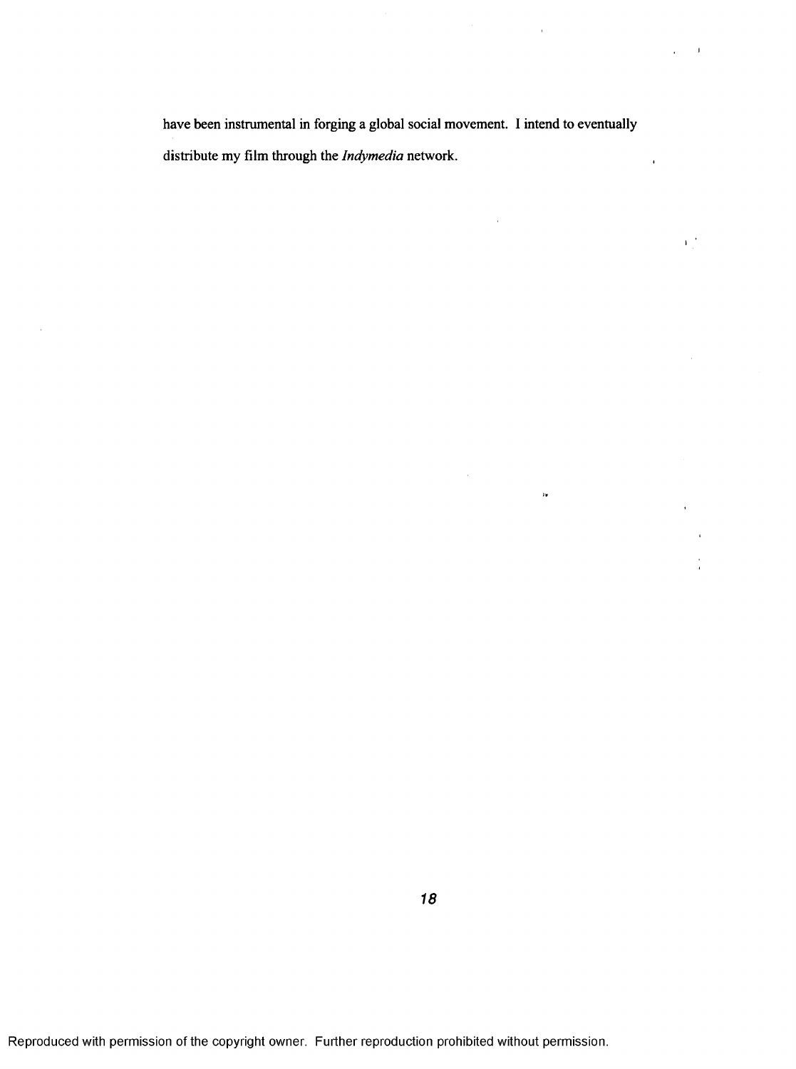have been instrumental in forging a global social movement. I intend to eventually distribute my film through the *Indymedia* network.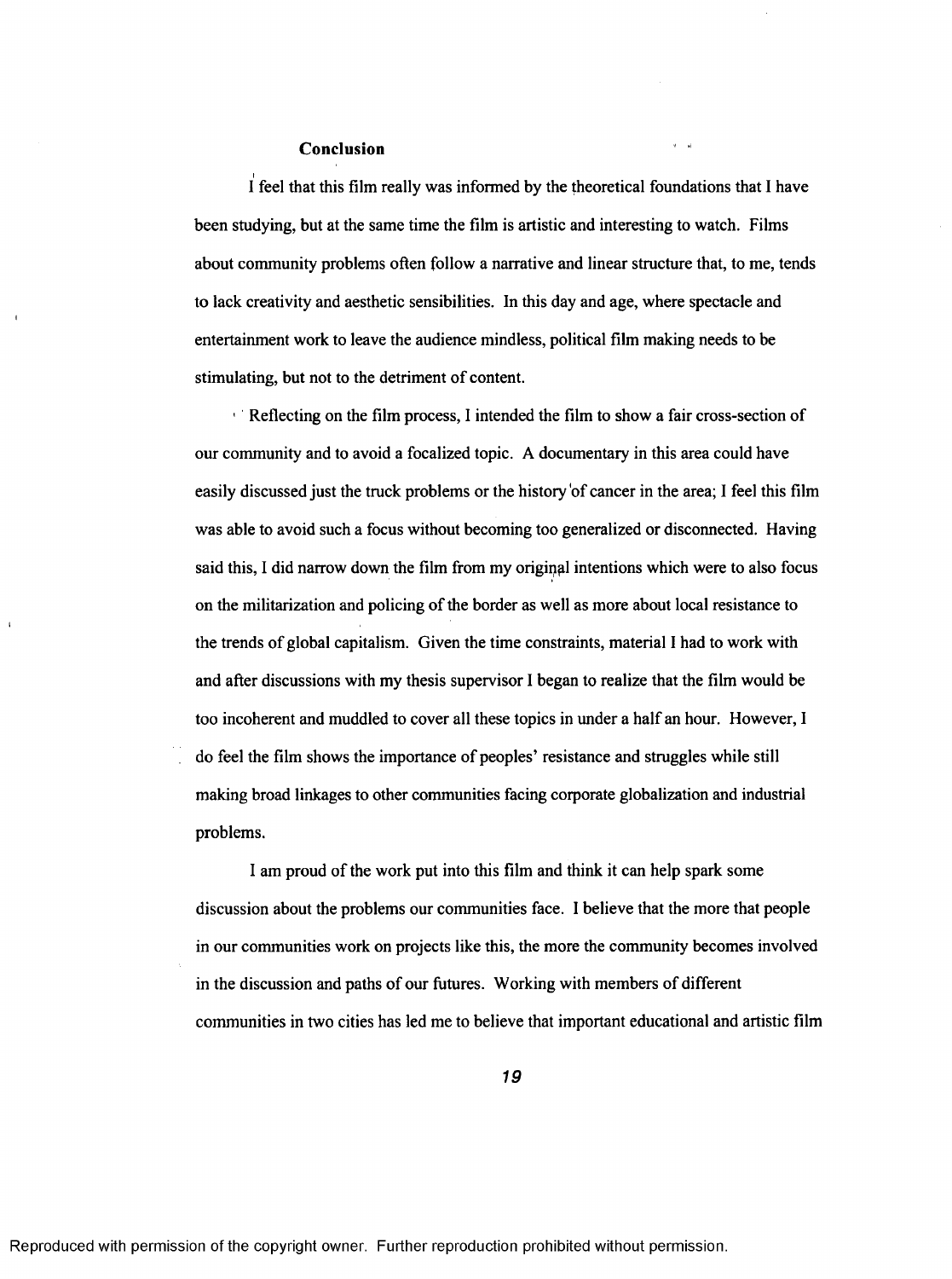## Conclusion

I feel that this film really was informed by the theoretical foundations that I have been studying, but at the same time the film is artistic and interesting to watch. Films about community problems often follow a narrative and linear structure that, to me, tends to lack creativity and aesthetic sensibilities. In this day and age, where spectacle and entertainment work to leave the audience mindless, political film making needs to be stimulating, but not to the detriment of content.

Reflecting on the film process, I intended the film to show a fair cross-section of our community and to avoid a focalized topic. A documentary in this area could have easily discussed just the truck problems or the history of cancer in the area; I feel this film was able to avoid such a focus without becoming too generalized or disconnected. Having said this, I did narrow down the film from my original intentions which were to also focus on the militarization and policing of the border as well as more about local resistance to the trends of global capitalism. Given the time constraints, material I had to work with and after discussions with my thesis supervisor I began to realize that the film would be too incoherent and muddled to cover all these topics in under a half an hour. However, I do feel the film shows the importance of peoples' resistance and struggles while still making broad linkages to other communities facing corporate globalization and industrial problems.

I am proud of the work put into this film and think it can help spark some discussion about the problems our communities face. I believe that the more that people in our communities work on projects like this, the more the community becomes involved in the discussion and paths of our futures. Working with members of different communities in two cities has led me to believe that important educational and artistic film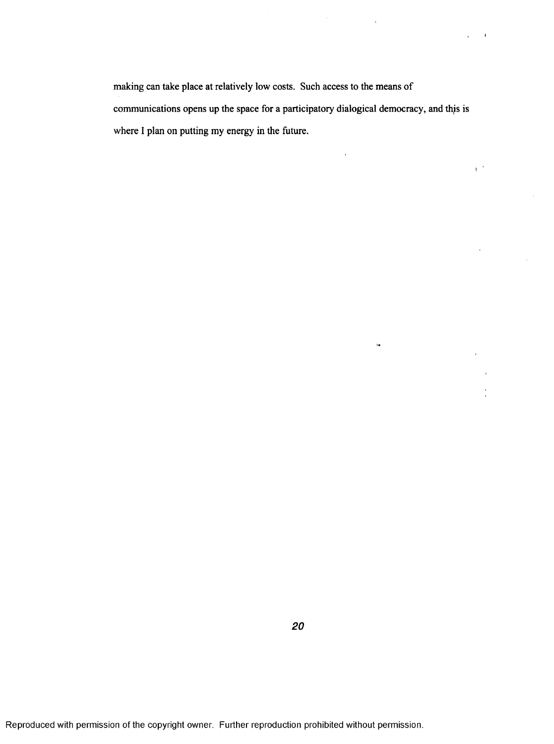making can take place at relatively low costs. Such access to the means of communications opens up the space for a participatory dialogical democracy, and this is where I plan on putting my energy in the future.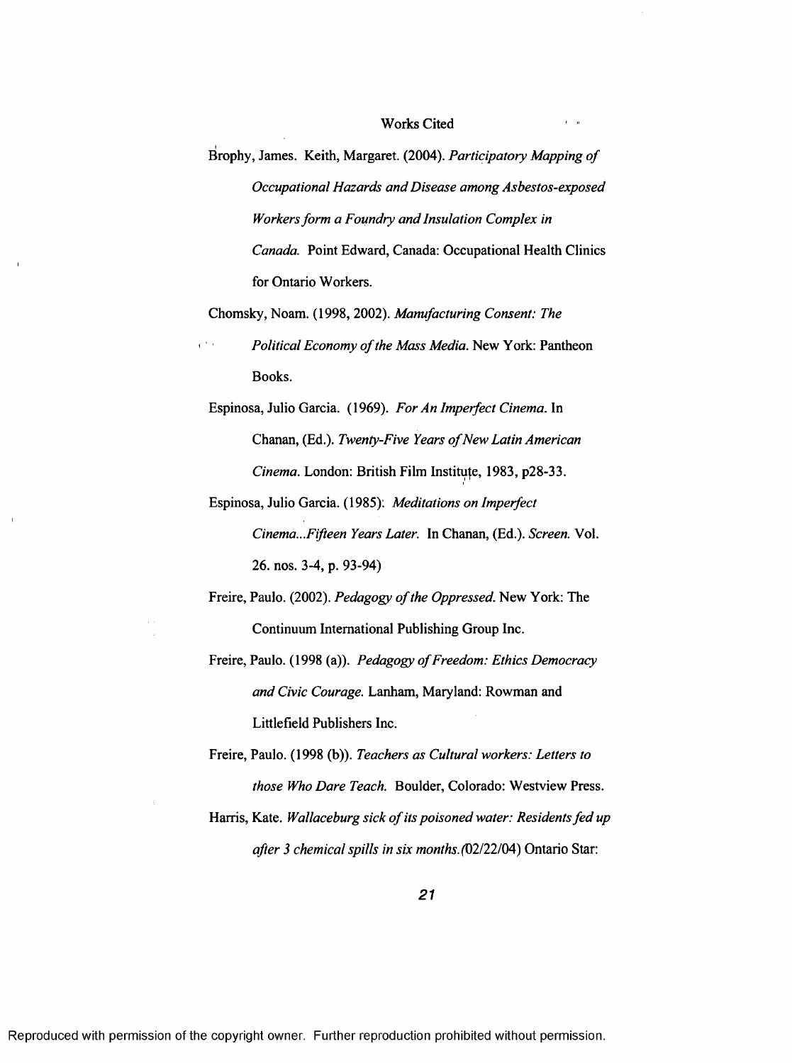# Works Cited

Brophy, James. Keith, Margaret. (2004). *Participatory Mapping of Occupational Hazards and Disease among Asbestos-exposed Workers form a Foundry and Insulation Complex in Canada.* Point Edward, Canada: Occupational Health Clinics for Ontario Workers.

Chomsky, Noam. (1998, 2002). *Manufacturing Consent: The Political Economy of the Mass Media.* New York: Pantheon Books.

Espinosa, Julio Garcia. (1969). *For An Imperfect Cinema.* In Chanan, (Ed.). *Twenty-Five Years of New Latin American Cinema.* London: British Film Institute, 1983, p28-33.

Espinosa, Julio Garcia. (1985): *Meditations on Imperfect Cinema...Fifteen Years Later.* In Chanan, (Ed.). *Screen.* Vol. 26. nos. 3-4, p. 93-94)

Freire, Paulo. (2002). *Pedagogy of the Oppressed.* New York: The Continuum International Publishing Group Inc.

Freire, Paulo. (1998 (a)). *Pedagogy of Freedom: Ethics Democracy and Civic Courage.* Lanham, Maryland: Rowman and Littlefield Publishers Inc.

Freire, Paulo. (1998 (b)). *Teachers as Cultural workers: Letters to those Who Dare Teach.* Boulder, Colorado: Westview Press.

Harris, Kate. *Wallaceburg sick of its poisoned water: Residents fed up after 3 chemical spills in six months.*(02/22/04) Ontario Star:

Reproduced with permission of the copyright owner. Further reproduction prohibited without permission.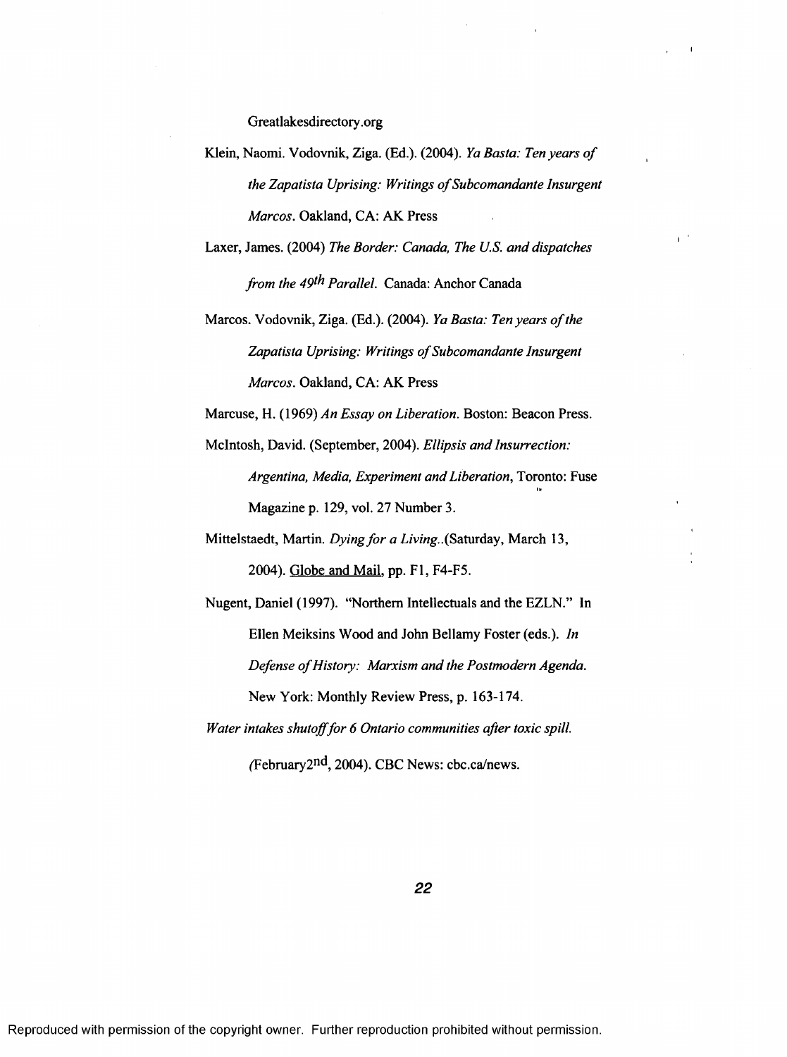Greatlakesdirectory.org

Klein, Naomi. Vodovnik, Ziga. (Ed.). (2004). *Ya Basta: Ten years of the Zapatista Uprising: Writings of Subcomandante Insurgent Marcos*. Oakland, CA: AK Press

Laxer, James. (2004) *The Border: Canada, The U.S. and dispatches from the 49th Parallel*. Canada: Anchor Canada

Marcos. Vodovnik, Ziga. (Ed.). (2004). *Ya Basta: Ten years of the Zapatista Uprising: Writings of Subcomandante Insurgent Marcos*. Oakland, CA: AK Press

Marcuse, H. (1969) *An Essay on Liberation*. Boston: Beacon Press.

McIntosh, David. (September, 2004). *Ellipsis and Insurrection: Argentina, Media, Experiment and Liberation*, Toronto: Fuse Magazine p. 129, vol. 27 Number 3.

Mittelstaedt, Martin. *Dying for a Living*..(Saturday, March 13, 2004). Globe and Mail, pp. F1, F4-F5.

Nugent, Daniel (1997). "Northern Intellectuals and the EZLN." In Ellen Meiksins Wood and John Bellamy Foster (eds.). *In Defense of History: Marxism and the Postmodern Agenda*. New York: Monthly Review Press, p. 163-174.

*Water intakes shutoff for 6 Ontario communities after toxic spill.* (February2nd, 2004). CBC News: cbc.ca/news.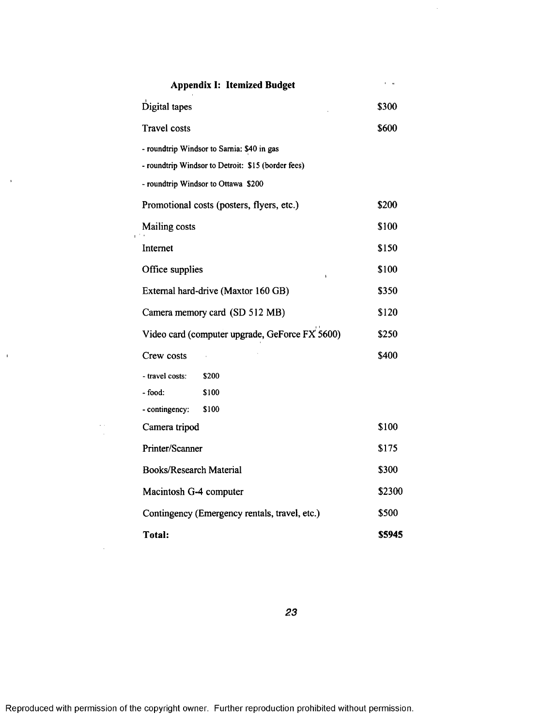## Appendix I: Itemized Budget

| Item | Cost |
|---|---|
| Digital tapes | $300 |
| Travel costs | $600 |
| - roundtrip Windsor to Sarnia: $40 in gas | |
| - roundtrip Windsor to Detroit: $15 (border fees) | |
| - roundtrip Windsor to Ottawa $200 | |
| Promotional costs (posters, flyers, etc.) | $200 |
| Mailing costs | $100 |
| Internet | $150 |
| Office supplies | $100 |
| External hard-drive (Maxtor 160 GB) | $350 |
| Camera memory card (SD 512 MB) | $120 |
| Video card (computer upgrade, GeForce FX 5600) | $250 |
| Crew costs | $400 |
| - travel costs: $200 | |
| - food: $100 | |
| - contingency: $100 | |
| Camera tripod | $100 |
| Printer/Scanner | $175 |
| Books/Research Material | $300 |
| Macintosh G-4 computer | $2300 |
| Contingency (Emergency rentals, travel, etc.) | $500 |
| **Total:** | **$5945** |

Reproduced with permission of the copyright owner. Further reproduction prohibited without permission.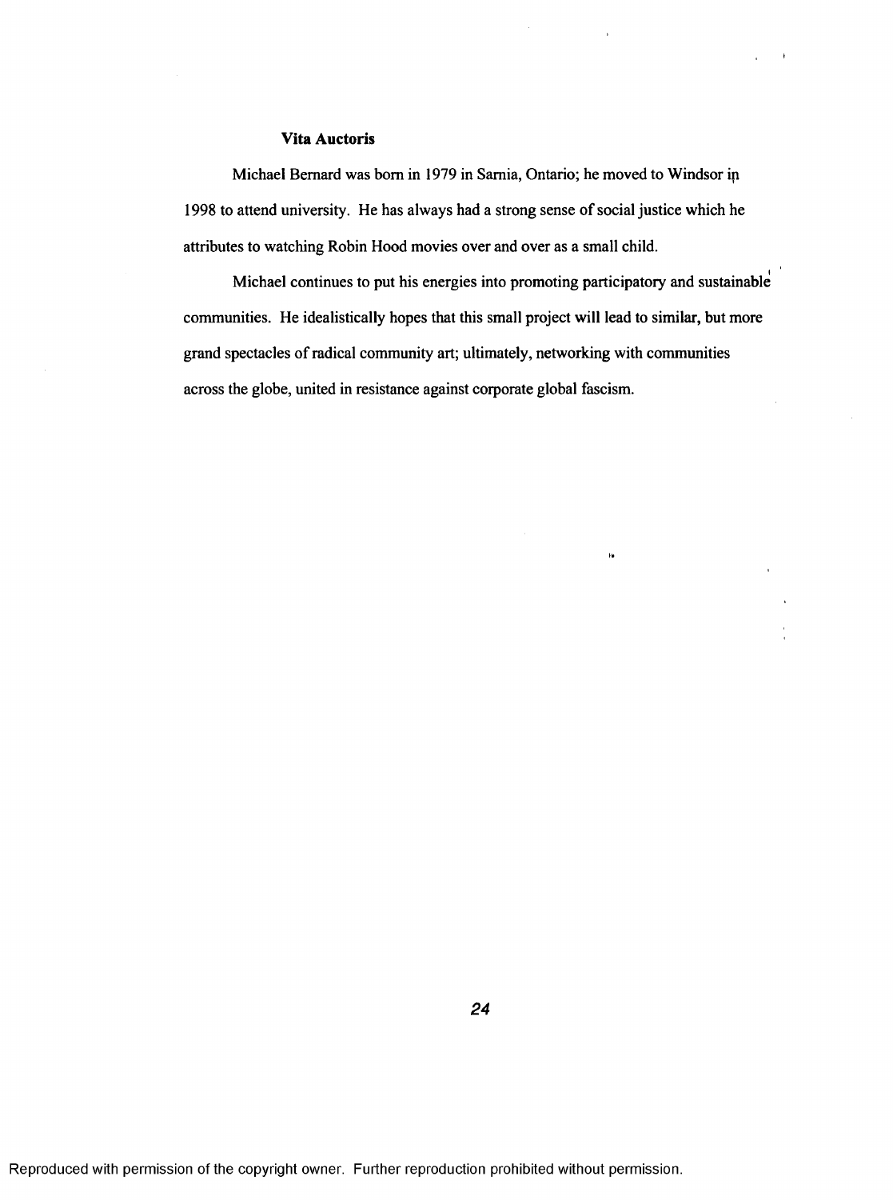## Vita Auctoris

Michael Bernard was born in 1979 in Sarnia, Ontario; he moved to Windsor in 1998 to attend university. He has always had a strong sense of social justice which he attributes to watching Robin Hood movies over and over as a small child.

Michael continues to put his energies into promoting participatory and sustainable communities. He idealistically hopes that this small project will lead to similar, but more grand spectacles of radical community art; ultimately, networking with communities across the globe, united in resistance against corporate global fascism.

Reproduced with permission of the copyright owner. Further reproduction prohibited without permission.